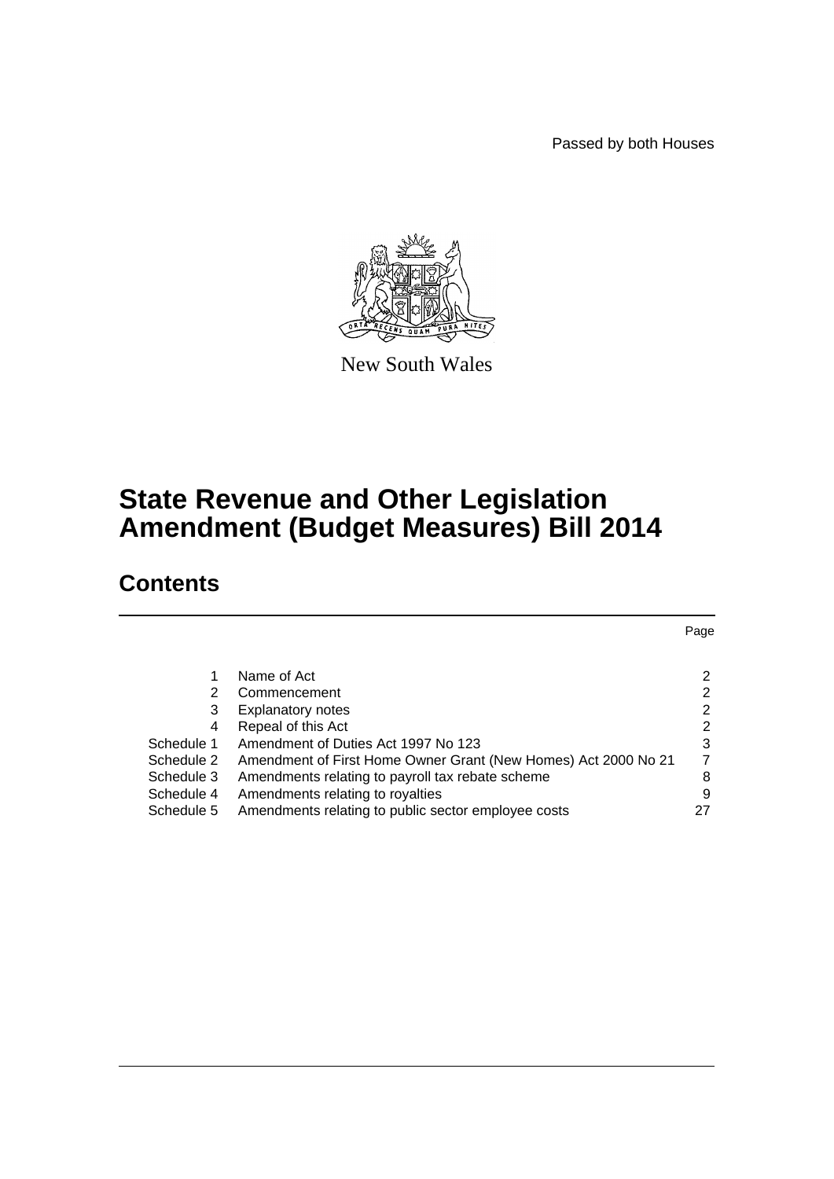Passed by both Houses

New South Wales

# State Revenue and Other Legislation Amendment (Budget Measures) Bill 2014

## Contents

| | | Page |
|---|---|---|
| 1 | Name of Act | 2 |
| 2 | Commencement | 2 |
| 3 | Explanatory notes | 2 |
| 4 | Repeal of this Act | 2 |
| Schedule 1 | Amendment of Duties Act 1997 No 123 | 3 |
| Schedule 2 | Amendment of First Home Owner Grant (New Homes) Act 2000 No 21 | 7 |
| Schedule 3 | Amendments relating to payroll tax rebate scheme | 8 |
| Schedule 4 | Amendments relating to royalties | 9 |
| Schedule 5 | Amendments relating to public sector employee costs | 27 |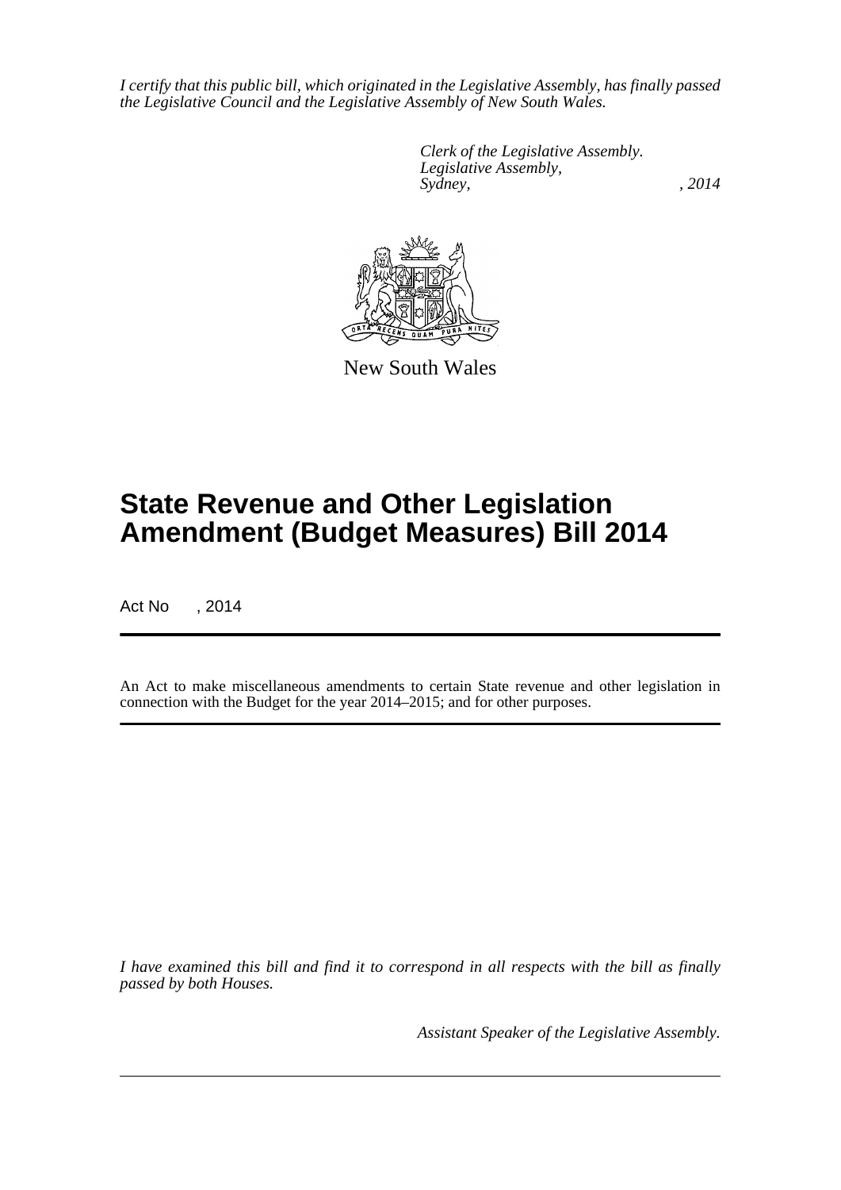*I certify that this public bill, which originated in the Legislative Assembly, has finally passed the Legislative Council and the Legislative Assembly of New South Wales.*

*Clerk of the Legislative Assembly.*
*Legislative Assembly,*
*Sydney, , 2014*

New South Wales

# State Revenue and Other Legislation Amendment (Budget Measures) Bill 2014

Act No , 2014

An Act to make miscellaneous amendments to certain State revenue and other legislation in connection with the Budget for the year 2014–2015; and for other purposes.

*I have examined this bill and find it to correspond in all respects with the bill as finally passed by both Houses.*

*Assistant Speaker of the Legislative Assembly.*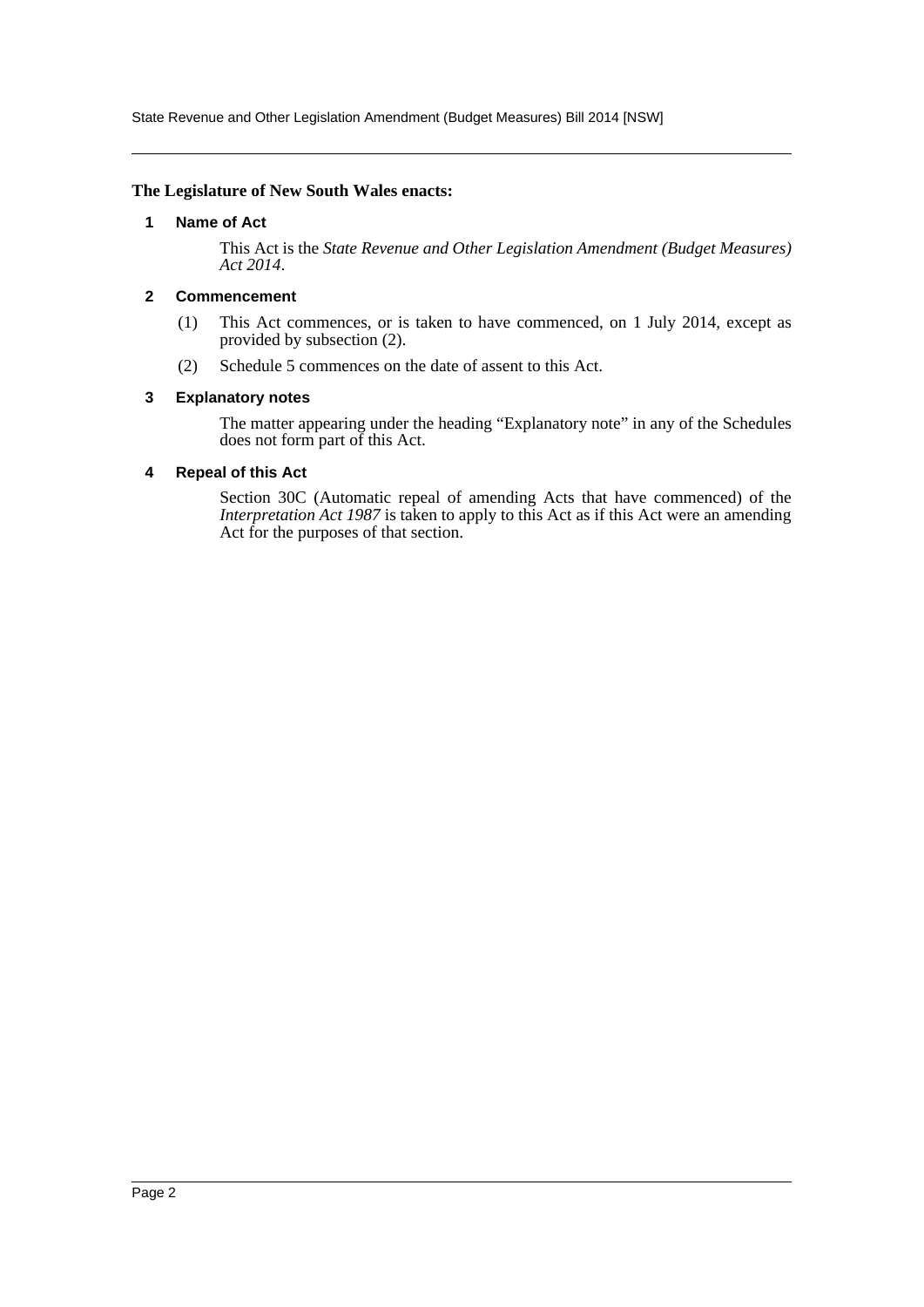**The Legislature of New South Wales enacts:**

### 1 Name of Act

This Act is the *State Revenue and Other Legislation Amendment (Budget Measures) Act 2014*.

### 2 Commencement

(1) This Act commences, or is taken to have commenced, on 1 July 2014, except as provided by subsection (2).

(2) Schedule 5 commences on the date of assent to this Act.

### 3 Explanatory notes

The matter appearing under the heading "Explanatory note" in any of the Schedules does not form part of this Act.

### 4 Repeal of this Act

Section 30C (Automatic repeal of amending Acts that have commenced) of the *Interpretation Act 1987* is taken to apply to this Act as if this Act were an amending Act for the purposes of that section.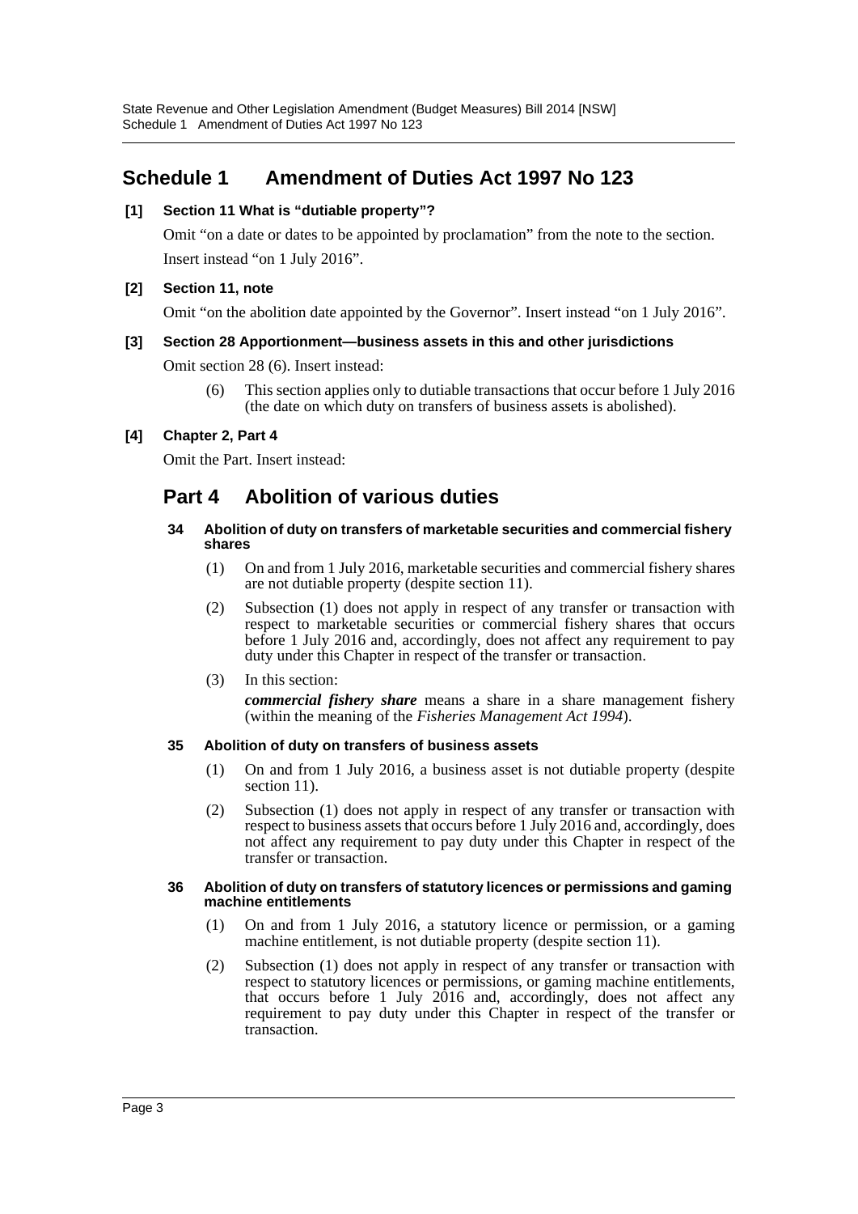# Schedule 1 Amendment of Duties Act 1997 No 123

**[1] Section 11 What is "dutiable property"?**

Omit "on a date or dates to be appointed by proclamation" from the note to the section. Insert instead "on 1 July 2016".

**[2] Section 11, note**

Omit "on the abolition date appointed by the Governor". Insert instead "on 1 July 2016".

**[3] Section 28 Apportionment—business assets in this and other jurisdictions**

Omit section 28 (6). Insert instead:

(6) This section applies only to dutiable transactions that occur before 1 July 2016 (the date on which duty on transfers of business assets is abolished).

**[4] Chapter 2, Part 4**

Omit the Part. Insert instead:

## Part 4 Abolition of various duties

#### 34 Abolition of duty on transfers of marketable securities and commercial fishery shares

(1) On and from 1 July 2016, marketable securities and commercial fishery shares are not dutiable property (despite section 11).

(2) Subsection (1) does not apply in respect of any transfer or transaction with respect to marketable securities or commercial fishery shares that occurs before 1 July 2016 and, accordingly, does not affect any requirement to pay duty under this Chapter in respect of the transfer or transaction.

(3) In this section:

***commercial fishery share*** means a share in a share management fishery (within the meaning of the *Fisheries Management Act 1994*).

#### 35 Abolition of duty on transfers of business assets

(1) On and from 1 July 2016, a business asset is not dutiable property (despite section 11).

(2) Subsection (1) does not apply in respect of any transfer or transaction with respect to business assets that occurs before 1 July 2016 and, accordingly, does not affect any requirement to pay duty under this Chapter in respect of the transfer or transaction.

#### 36 Abolition of duty on transfers of statutory licences or permissions and gaming machine entitlements

(1) On and from 1 July 2016, a statutory licence or permission, or a gaming machine entitlement, is not dutiable property (despite section 11).

(2) Subsection (1) does not apply in respect of any transfer or transaction with respect to statutory licences or permissions, or gaming machine entitlements, that occurs before 1 July 2016 and, accordingly, does not affect any requirement to pay duty under this Chapter in respect of the transfer or transaction.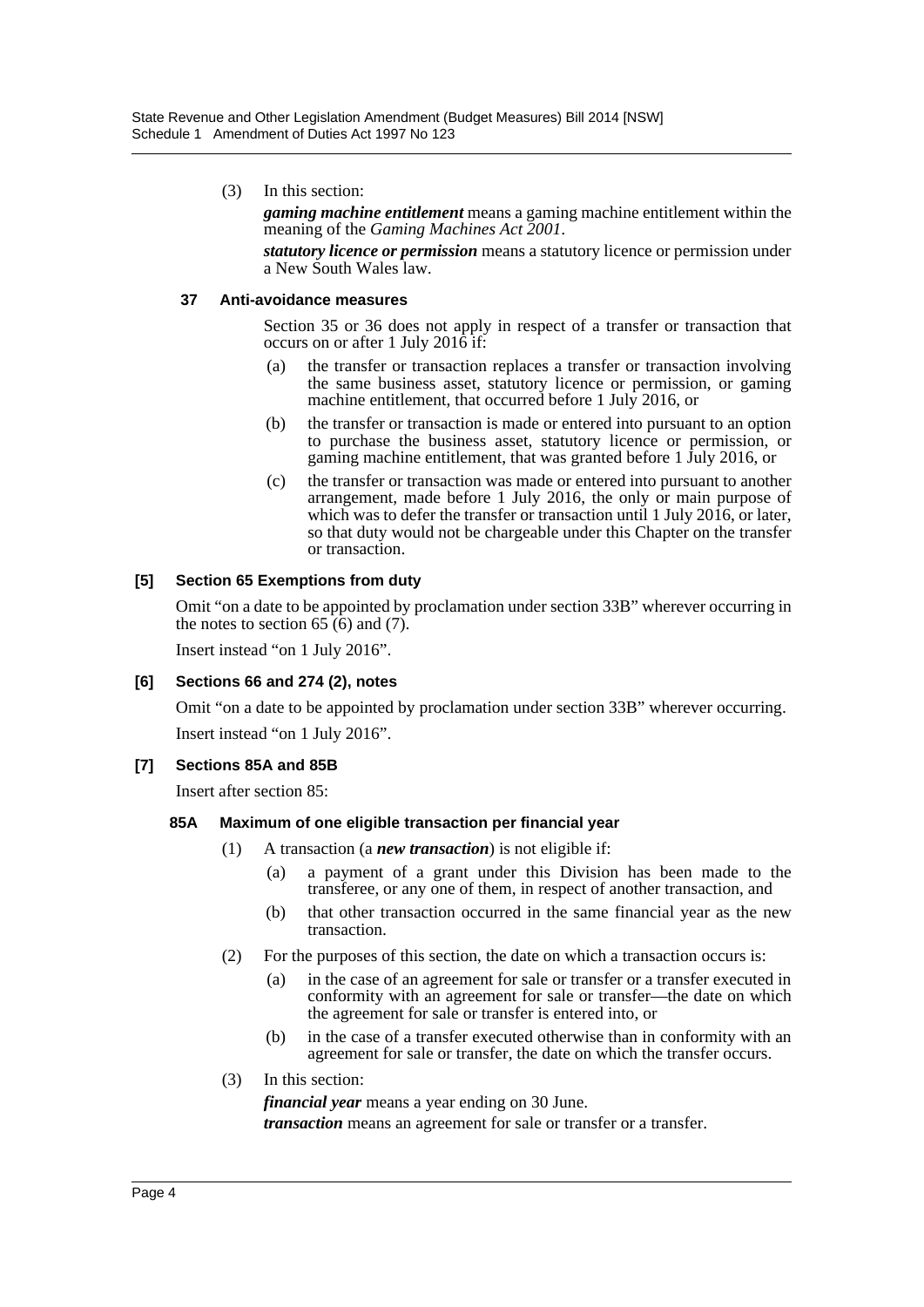(3) In this section:

***gaming machine entitlement*** means a gaming machine entitlement within the meaning of the *Gaming Machines Act 2001*.

***statutory licence or permission*** means a statutory licence or permission under a New South Wales law.

#### 37 Anti-avoidance measures

Section 35 or 36 does not apply in respect of a transfer or transaction that occurs on or after 1 July 2016 if:

(a) the transfer or transaction replaces a transfer or transaction involving the same business asset, statutory licence or permission, or gaming machine entitlement, that occurred before 1 July 2016, or

(b) the transfer or transaction is made or entered into pursuant to an option to purchase the business asset, statutory licence or permission, or gaming machine entitlement, that was granted before 1 July 2016, or

(c) the transfer or transaction was made or entered into pursuant to another arrangement, made before 1 July 2016, the only or main purpose of which was to defer the transfer or transaction until 1 July 2016, or later, so that duty would not be chargeable under this Chapter on the transfer or transaction.

### [5] Section 65 Exemptions from duty

Omit "on a date to be appointed by proclamation under section 33B" wherever occurring in the notes to section 65 (6) and (7).

Insert instead "on 1 July 2016".

### [6] Sections 66 and 274 (2), notes

Omit "on a date to be appointed by proclamation under section 33B" wherever occurring.

Insert instead "on 1 July 2016".

### [7] Sections 85A and 85B

Insert after section 85:

#### 85A Maximum of one eligible transaction per financial year

(1) A transaction (a ***new transaction***) is not eligible if:

(a) a payment of a grant under this Division has been made to the transferee, or any one of them, in respect of another transaction, and

(b) that other transaction occurred in the same financial year as the new transaction.

(2) For the purposes of this section, the date on which a transaction occurs is:

(a) in the case of an agreement for sale or transfer or a transfer executed in conformity with an agreement for sale or transfer—the date on which the agreement for sale or transfer is entered into, or

(b) in the case of a transfer executed otherwise than in conformity with an agreement for sale or transfer, the date on which the transfer occurs.

(3) In this section:

***financial year*** means a year ending on 30 June.

***transaction*** means an agreement for sale or transfer or a transfer.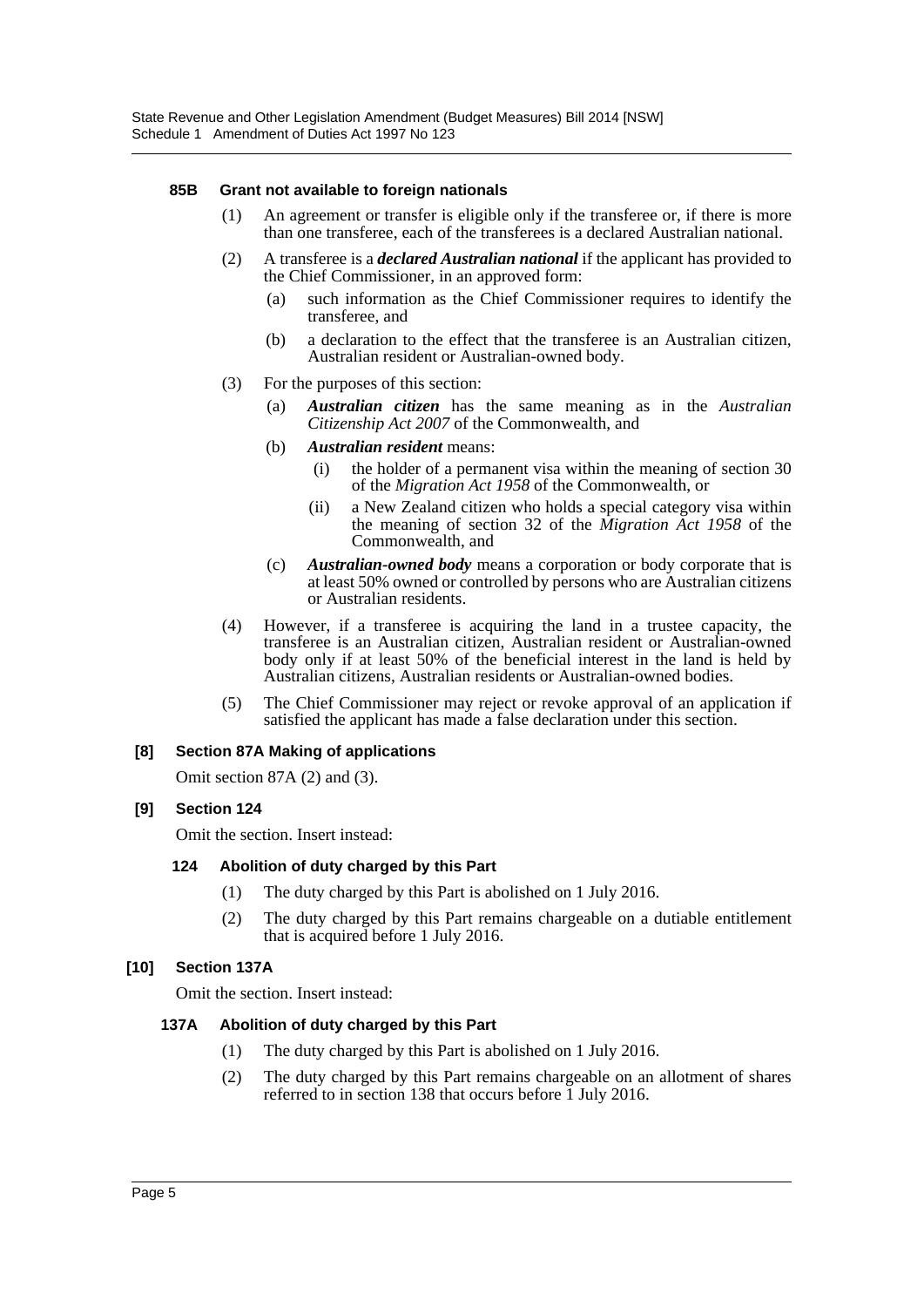#### 85B Grant not available to foreign nationals

(1) An agreement or transfer is eligible only if the transferee or, if there is more than one transferee, each of the transferees is a declared Australian national.

(2) A transferee is a ***declared Australian national*** if the applicant has provided to the Chief Commissioner, in an approved form:

- (a) such information as the Chief Commissioner requires to identify the transferee, and
- (b) a declaration to the effect that the transferee is an Australian citizen, Australian resident or Australian-owned body.

(3) For the purposes of this section:

- (a) ***Australian citizen*** has the same meaning as in the *Australian Citizenship Act 2007* of the Commonwealth, and
- (b) ***Australian resident*** means:
  - (i) the holder of a permanent visa within the meaning of section 30 of the *Migration Act 1958* of the Commonwealth, or
  - (ii) a New Zealand citizen who holds a special category visa within the meaning of section 32 of the *Migration Act 1958* of the Commonwealth, and
- (c) ***Australian-owned body*** means a corporation or body corporate that is at least 50% owned or controlled by persons who are Australian citizens or Australian residents.

(4) However, if a transferee is acquiring the land in a trustee capacity, the transferee is an Australian citizen, Australian resident or Australian-owned body only if at least 50% of the beneficial interest in the land is held by Australian citizens, Australian residents or Australian-owned bodies.

(5) The Chief Commissioner may reject or revoke approval of an application if satisfied the applicant has made a false declaration under this section.

### [8] Section 87A Making of applications

Omit section 87A (2) and (3).

### [9] Section 124

Omit the section. Insert instead:

#### 124 Abolition of duty charged by this Part

(1) The duty charged by this Part is abolished on 1 July 2016.

(2) The duty charged by this Part remains chargeable on a dutiable entitlement that is acquired before 1 July 2016.

### [10] Section 137A

Omit the section. Insert instead:

#### 137A Abolition of duty charged by this Part

(1) The duty charged by this Part is abolished on 1 July 2016.

(2) The duty charged by this Part remains chargeable on an allotment of shares referred to in section 138 that occurs before 1 July 2016.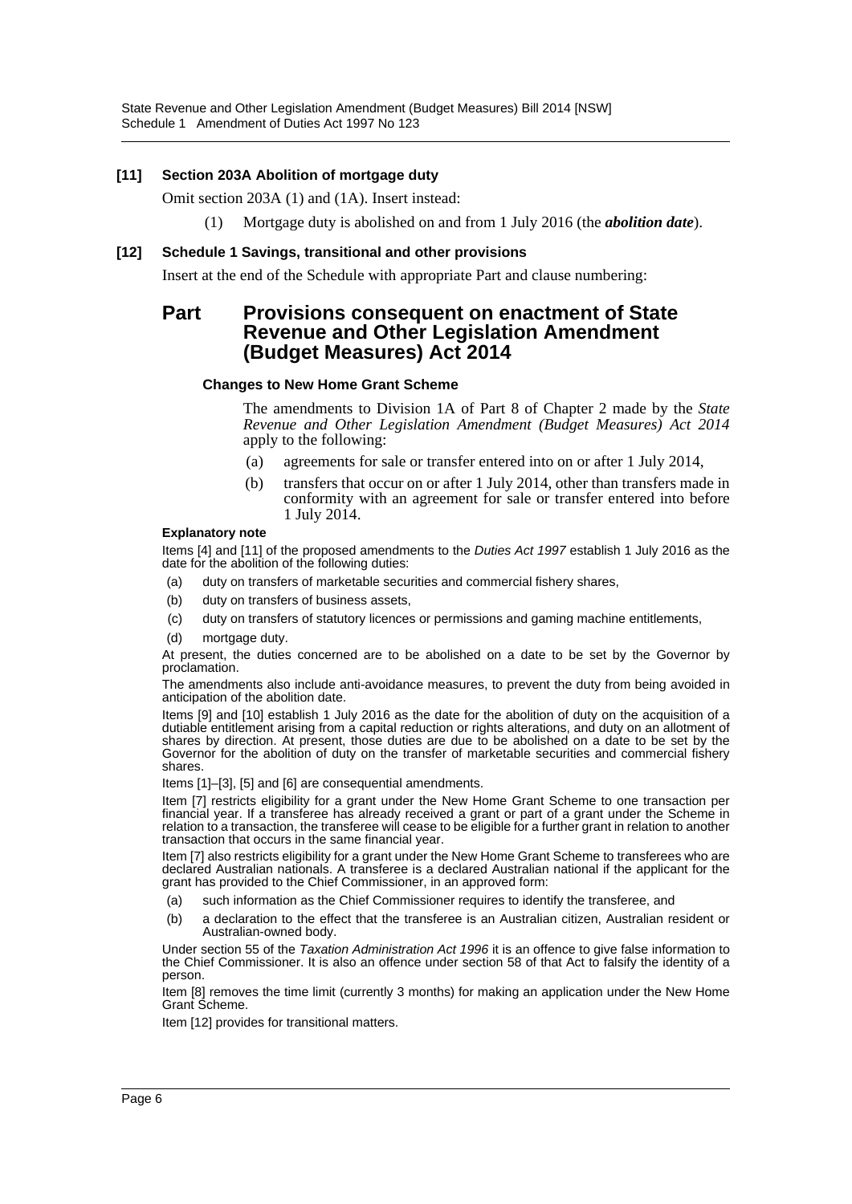**[11] Section 203A Abolition of mortgage duty**

Omit section 203A (1) and (1A). Insert instead:

(1) Mortgage duty is abolished on and from 1 July 2016 (the ***abolition date***).

**[12] Schedule 1 Savings, transitional and other provisions**

Insert at the end of the Schedule with appropriate Part and clause numbering:

## Part Provisions consequent on enactment of State Revenue and Other Legislation Amendment (Budget Measures) Act 2014

**Changes to New Home Grant Scheme**

The amendments to Division 1A of Part 8 of Chapter 2 made by the *State Revenue and Other Legislation Amendment (Budget Measures) Act 2014* apply to the following:

(a) agreements for sale or transfer entered into on or after 1 July 2014,

(b) transfers that occur on or after 1 July 2014, other than transfers made in conformity with an agreement for sale or transfer entered into before 1 July 2014.

**Explanatory note**

Items [4] and [11] of the proposed amendments to the *Duties Act 1997* establish 1 July 2016 as the date for the abolition of the following duties:

(a) duty on transfers of marketable securities and commercial fishery shares,

(b) duty on transfers of business assets,

(c) duty on transfers of statutory licences or permissions and gaming machine entitlements,

(d) mortgage duty.

At present, the duties concerned are to be abolished on a date to be set by the Governor by proclamation.

The amendments also include anti-avoidance measures, to prevent the duty from being avoided in anticipation of the abolition date.

Items [9] and [10] establish 1 July 2016 as the date for the abolition of duty on the acquisition of a dutiable entitlement arising from a capital reduction or rights alterations, and duty on an allotment of shares by direction. At present, those duties are due to be abolished on a date to be set by the Governor for the abolition of duty on the transfer of marketable securities and commercial fishery shares.

Items [1]–[3], [5] and [6] are consequential amendments.

Item [7] restricts eligibility for a grant under the New Home Grant Scheme to one transaction per financial year. If a transferee has already received a grant or part of a grant under the Scheme in relation to a transaction, the transferee will cease to be eligible for a further grant in relation to another transaction that occurs in the same financial year.

Item [7] also restricts eligibility for a grant under the New Home Grant Scheme to transferees who are declared Australian nationals. A transferee is a declared Australian national if the applicant for the grant has provided to the Chief Commissioner, in an approved form:

(a) such information as the Chief Commissioner requires to identify the transferee, and

(b) a declaration to the effect that the transferee is an Australian citizen, Australian resident or Australian-owned body.

Under section 55 of the *Taxation Administration Act 1996* it is an offence to give false information to the Chief Commissioner. It is also an offence under section 58 of that Act to falsify the identity of a person.

Item [8] removes the time limit (currently 3 months) for making an application under the New Home Grant Scheme.

Item [12] provides for transitional matters.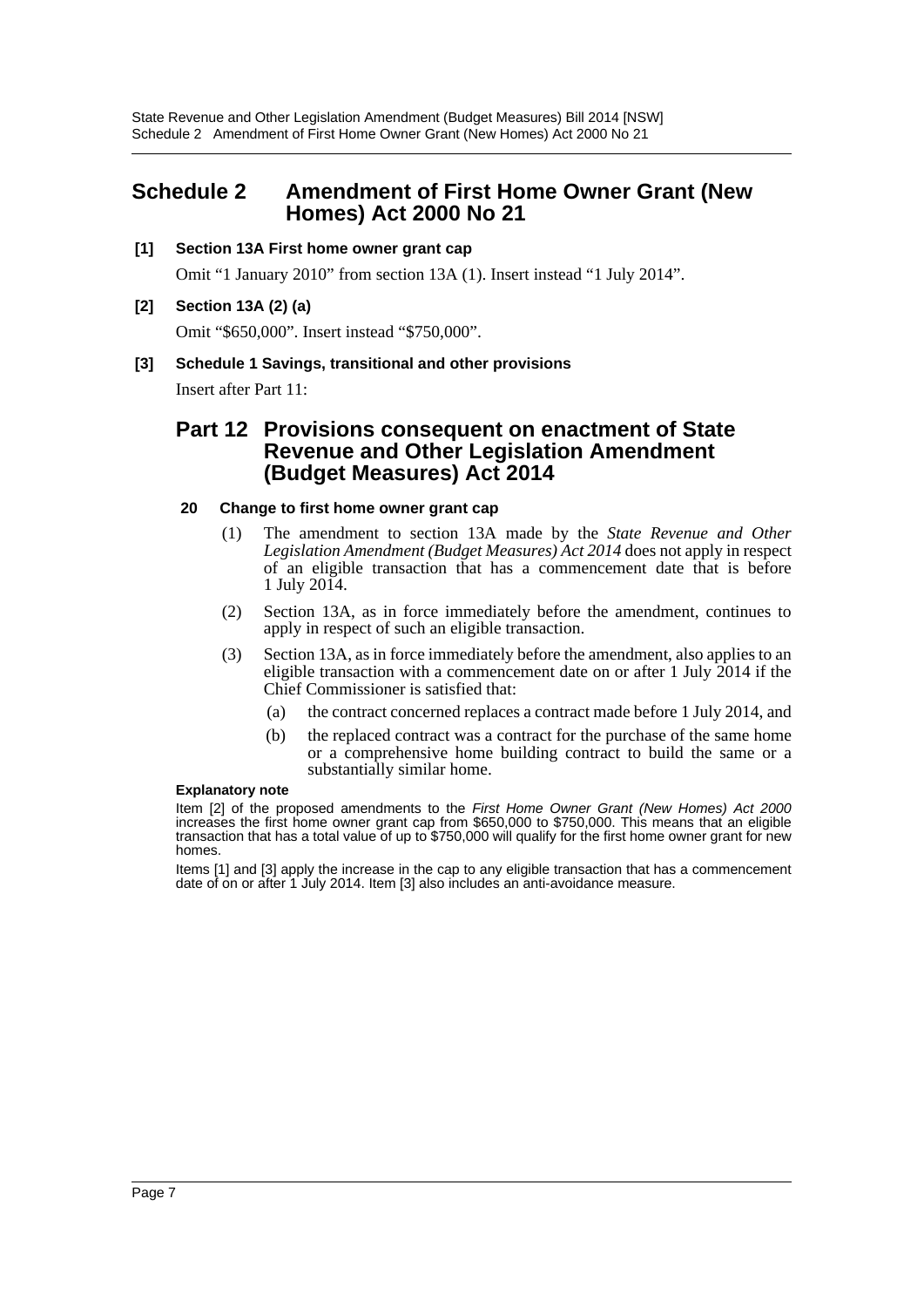# Schedule 2 Amendment of First Home Owner Grant (New Homes) Act 2000 No 21

**[1] Section 13A First home owner grant cap**

Omit "1 January 2010" from section 13A (1). Insert instead "1 July 2014".

**[2] Section 13A (2) (a)**

Omit "$650,000". Insert instead "$750,000".

**[3] Schedule 1 Savings, transitional and other provisions**

Insert after Part 11:

## Part 12 Provisions consequent on enactment of State Revenue and Other Legislation Amendment (Budget Measures) Act 2014

**20 Change to first home owner grant cap**

(1) The amendment to section 13A made by the *State Revenue and Other Legislation Amendment (Budget Measures) Act 2014* does not apply in respect of an eligible transaction that has a commencement date that is before 1 July 2014.

(2) Section 13A, as in force immediately before the amendment, continues to apply in respect of such an eligible transaction.

(3) Section 13A, as in force immediately before the amendment, also applies to an eligible transaction with a commencement date on or after 1 July 2014 if the Chief Commissioner is satisfied that:

(a) the contract concerned replaces a contract made before 1 July 2014, and

(b) the replaced contract was a contract for the purchase of the same home or a comprehensive home building contract to build the same or a substantially similar home.

**Explanatory note**

Item [2] of the proposed amendments to the *First Home Owner Grant (New Homes) Act 2000* increases the first home owner grant cap from $650,000 to $750,000. This means that an eligible transaction that has a total value of up to $750,000 will qualify for the first home owner grant for new homes.

Items [1] and [3] apply the increase in the cap to any eligible transaction that has a commencement date of on or after 1 July 2014. Item [3] also includes an anti-avoidance measure.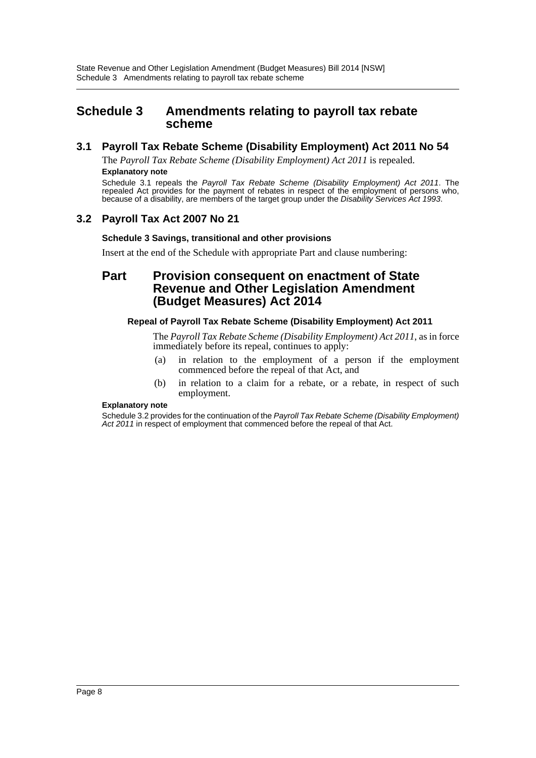# Schedule 3 Amendments relating to payroll tax rebate scheme

## 3.1 Payroll Tax Rebate Scheme (Disability Employment) Act 2011 No 54

The *Payroll Tax Rebate Scheme (Disability Employment) Act 2011* is repealed.

**Explanatory note**

Schedule 3.1 repeals the *Payroll Tax Rebate Scheme (Disability Employment) Act 2011*. The repealed Act provides for the payment of rebates in respect of the employment of persons who, because of a disability, are members of the target group under the *Disability Services Act 1993*.

## 3.2 Payroll Tax Act 2007 No 21

**Schedule 3 Savings, transitional and other provisions**

Insert at the end of the Schedule with appropriate Part and clause numbering:

## Part Provision consequent on enactment of State Revenue and Other Legislation Amendment (Budget Measures) Act 2014

**Repeal of Payroll Tax Rebate Scheme (Disability Employment) Act 2011**

The *Payroll Tax Rebate Scheme (Disability Employment) Act 2011*, as in force immediately before its repeal, continues to apply:

(a) in relation to the employment of a person if the employment commenced before the repeal of that Act, and

(b) in relation to a claim for a rebate, or a rebate, in respect of such employment.

**Explanatory note**

Schedule 3.2 provides for the continuation of the *Payroll Tax Rebate Scheme (Disability Employment) Act 2011* in respect of employment that commenced before the repeal of that Act.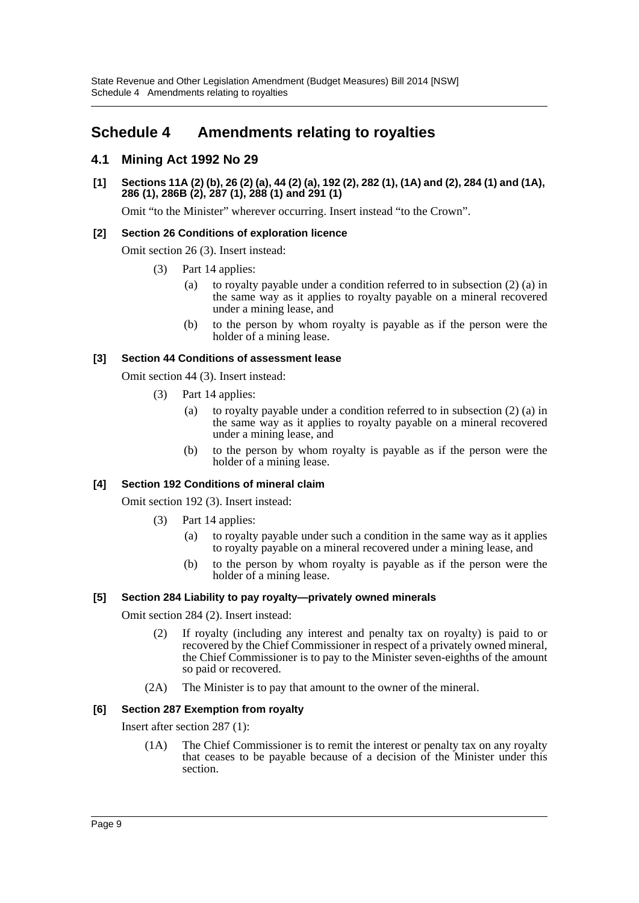# Schedule 4 Amendments relating to royalties

## 4.1 Mining Act 1992 No 29

**[1] Sections 11A (2) (b), 26 (2) (a), 44 (2) (a), 192 (2), 282 (1), (1A) and (2), 284 (1) and (1A), 286 (1), 286B (2), 287 (1), 288 (1) and 291 (1)**

Omit "to the Minister" wherever occurring. Insert instead "to the Crown".

**[2] Section 26 Conditions of exploration licence**

Omit section 26 (3). Insert instead:

(3) Part 14 applies:

(a) to royalty payable under a condition referred to in subsection (2) (a) in the same way as it applies to royalty payable on a mineral recovered under a mining lease, and

(b) to the person by whom royalty is payable as if the person were the holder of a mining lease.

**[3] Section 44 Conditions of assessment lease**

Omit section 44 (3). Insert instead:

(3) Part 14 applies:

(a) to royalty payable under a condition referred to in subsection (2) (a) in the same way as it applies to royalty payable on a mineral recovered under a mining lease, and

(b) to the person by whom royalty is payable as if the person were the holder of a mining lease.

**[4] Section 192 Conditions of mineral claim**

Omit section 192 (3). Insert instead:

(3) Part 14 applies:

(a) to royalty payable under such a condition in the same way as it applies to royalty payable on a mineral recovered under a mining lease, and

(b) to the person by whom royalty is payable as if the person were the holder of a mining lease.

**[5] Section 284 Liability to pay royalty—privately owned minerals**

Omit section 284 (2). Insert instead:

(2) If royalty (including any interest and penalty tax on royalty) is paid to or recovered by the Chief Commissioner in respect of a privately owned mineral, the Chief Commissioner is to pay to the Minister seven-eighths of the amount so paid or recovered.

(2A) The Minister is to pay that amount to the owner of the mineral.

**[6] Section 287 Exemption from royalty**

Insert after section 287 (1):

(1A) The Chief Commissioner is to remit the interest or penalty tax on any royalty that ceases to be payable because of a decision of the Minister under this section.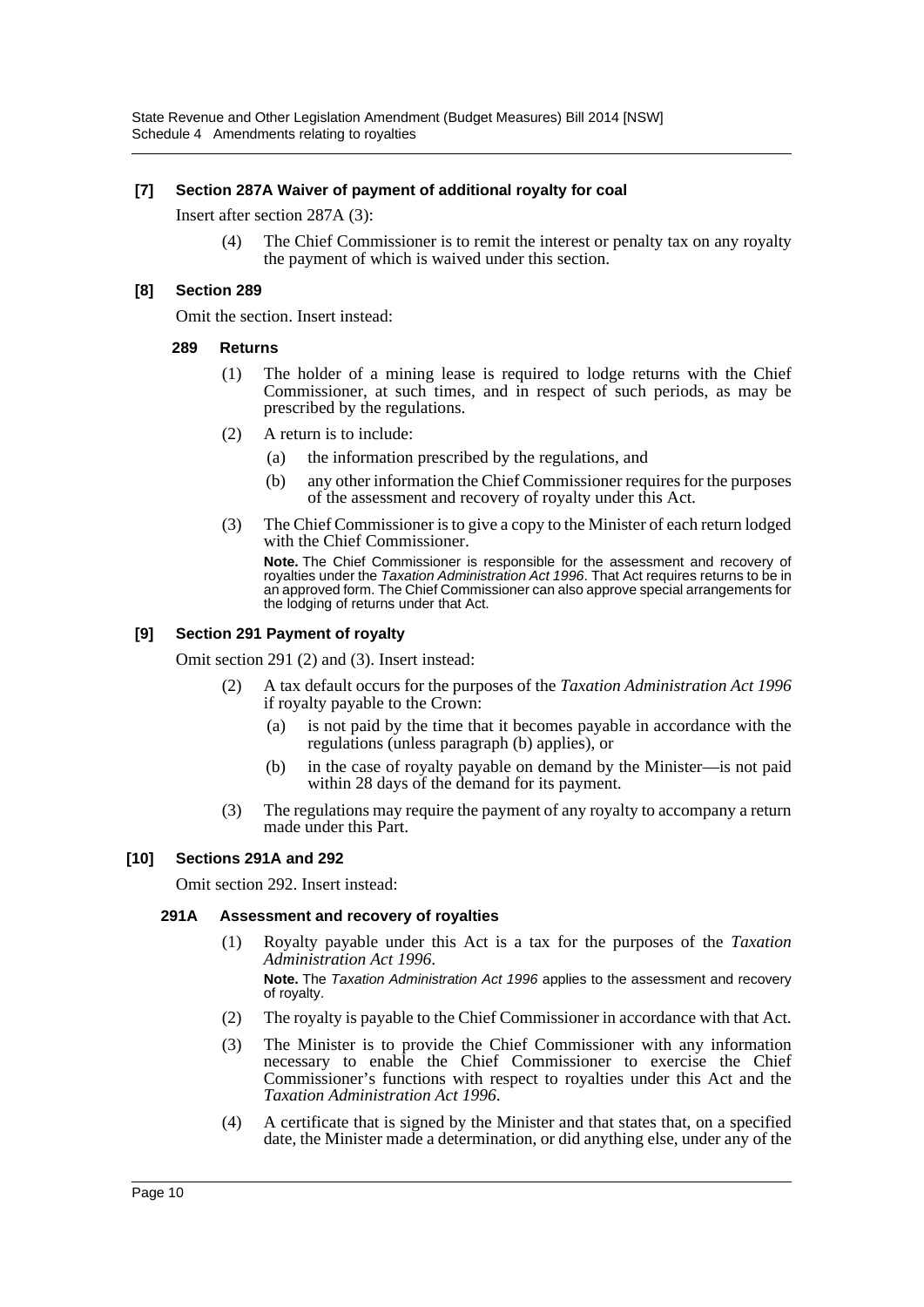**[7] Section 287A Waiver of payment of additional royalty for coal**

Insert after section 287A (3):

> (4) The Chief Commissioner is to remit the interest or penalty tax on any royalty the payment of which is waived under this section.

**[8] Section 289**

Omit the section. Insert instead:

> **289 Returns**
>
> (1) The holder of a mining lease is required to lodge returns with the Chief Commissioner, at such times, and in respect of such periods, as may be prescribed by the regulations.
>
> (2) A return is to include:
>
> (a) the information prescribed by the regulations, and
>
> (b) any other information the Chief Commissioner requires for the purposes of the assessment and recovery of royalty under this Act.
>
> (3) The Chief Commissioner is to give a copy to the Minister of each return lodged with the Chief Commissioner.
>
> **Note.** The Chief Commissioner is responsible for the assessment and recovery of royalties under the *Taxation Administration Act 1996*. That Act requires returns to be in an approved form. The Chief Commissioner can also approve special arrangements for the lodging of returns under that Act.

**[9] Section 291 Payment of royalty**

Omit section 291 (2) and (3). Insert instead:

> (2) A tax default occurs for the purposes of the *Taxation Administration Act 1996* if royalty payable to the Crown:
>
> (a) is not paid by the time that it becomes payable in accordance with the regulations (unless paragraph (b) applies), or
>
> (b) in the case of royalty payable on demand by the Minister—is not paid within 28 days of the demand for its payment.
>
> (3) The regulations may require the payment of any royalty to accompany a return made under this Part.

**[10] Sections 291A and 292**

Omit section 292. Insert instead:

> **291A Assessment and recovery of royalties**
>
> (1) Royalty payable under this Act is a tax for the purposes of the *Taxation Administration Act 1996*.
>
> **Note.** The *Taxation Administration Act 1996* applies to the assessment and recovery of royalty.
>
> (2) The royalty is payable to the Chief Commissioner in accordance with that Act.
>
> (3) The Minister is to provide the Chief Commissioner with any information necessary to enable the Chief Commissioner to exercise the Chief Commissioner's functions with respect to royalties under this Act and the *Taxation Administration Act 1996*.
>
> (4) A certificate that is signed by the Minister and that states that, on a specified date, the Minister made a determination, or did anything else, under any of the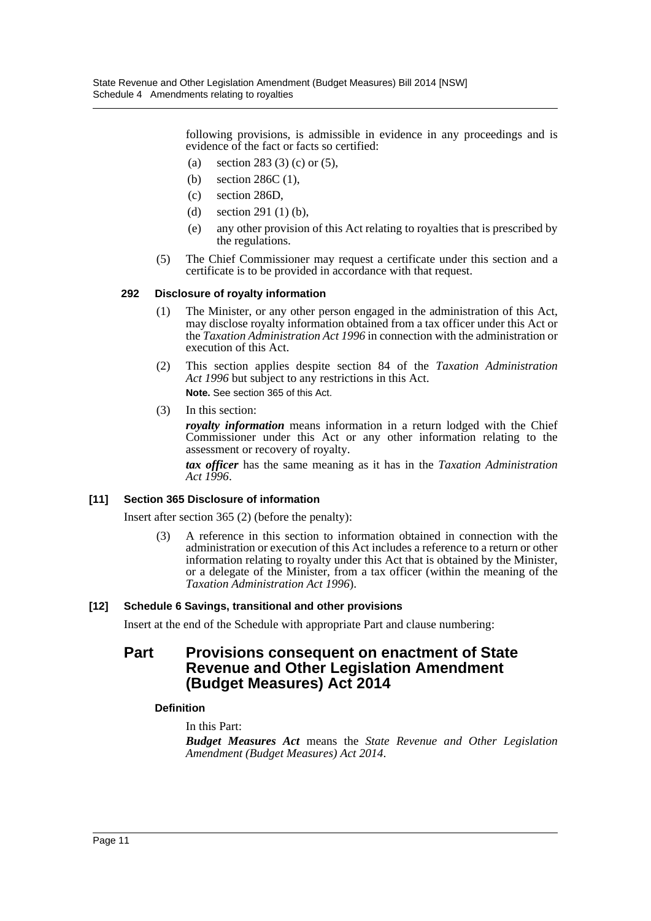following provisions, is admissible in evidence in any proceedings and is evidence of the fact or facts so certified:

- (a) section 283 (3) (c) or (5),
- (b) section 286C (1),
- (c) section 286D,
- (d) section 291 (1) (b),
- (e) any other provision of this Act relating to royalties that is prescribed by the regulations.

(5) The Chief Commissioner may request a certificate under this section and a certificate is to be provided in accordance with that request.

#### 292 Disclosure of royalty information

(1) The Minister, or any other person engaged in the administration of this Act, may disclose royalty information obtained from a tax officer under this Act or the *Taxation Administration Act 1996* in connection with the administration or execution of this Act.

(2) This section applies despite section 84 of the *Taxation Administration Act 1996* but subject to any restrictions in this Act.

**Note.** See section 365 of this Act.

(3) In this section:

***royalty information*** means information in a return lodged with the Chief Commissioner under this Act or any other information relating to the assessment or recovery of royalty.

***tax officer*** has the same meaning as it has in the *Taxation Administration Act 1996*.

### [11] Section 365 Disclosure of information

Insert after section 365 (2) (before the penalty):

(3) A reference in this section to information obtained in connection with the administration or execution of this Act includes a reference to a return or other information relating to royalty under this Act that is obtained by the Minister, or a delegate of the Minister, from a tax officer (within the meaning of the *Taxation Administration Act 1996*).

### [12] Schedule 6 Savings, transitional and other provisions

Insert at the end of the Schedule with appropriate Part and clause numbering:

## Part Provisions consequent on enactment of State Revenue and Other Legislation Amendment (Budget Measures) Act 2014

#### Definition

In this Part:

***Budget Measures Act*** means the *State Revenue and Other Legislation Amendment (Budget Measures) Act 2014*.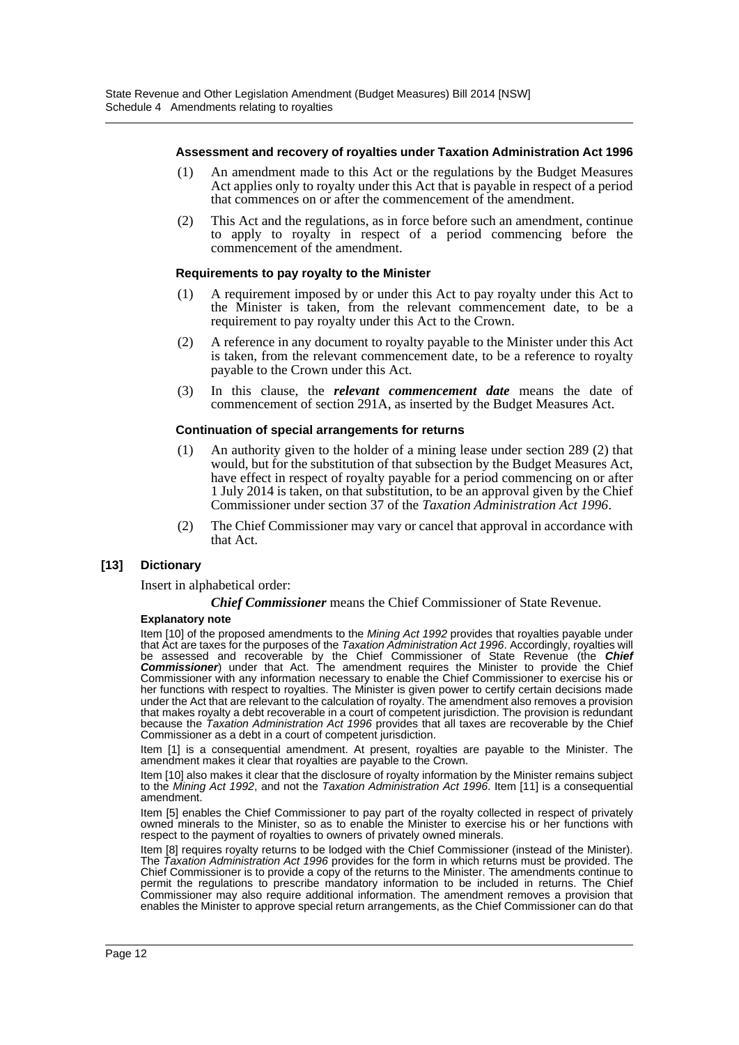#### Assessment and recovery of royalties under Taxation Administration Act 1996

(1) An amendment made to this Act or the regulations by the Budget Measures Act applies only to royalty under this Act that is payable in respect of a period that commences on or after the commencement of the amendment.

(2) This Act and the regulations, as in force before such an amendment, continue to apply to royalty in respect of a period commencing before the commencement of the amendment.

#### Requirements to pay royalty to the Minister

(1) A requirement imposed by or under this Act to pay royalty under this Act to the Minister is taken, from the relevant commencement date, to be a requirement to pay royalty under this Act to the Crown.

(2) A reference in any document to royalty payable to the Minister under this Act is taken, from the relevant commencement date, to be a reference to royalty payable to the Crown under this Act.

(3) In this clause, the ***relevant commencement date*** means the date of commencement of section 291A, as inserted by the Budget Measures Act.

#### Continuation of special arrangements for returns

(1) An authority given to the holder of a mining lease under section 289 (2) that would, but for the substitution of that subsection by the Budget Measures Act, have effect in respect of royalty payable for a period commencing on or after 1 July 2014 is taken, on that substitution, to be an approval given by the Chief Commissioner under section 37 of the *Taxation Administration Act 1996*.

(2) The Chief Commissioner may vary or cancel that approval in accordance with that Act.

### [13] Dictionary

Insert in alphabetical order:

***Chief Commissioner*** means the Chief Commissioner of State Revenue.

#### Explanatory note

Item [10] of the proposed amendments to the *Mining Act 1992* provides that royalties payable under that Act are taxes for the purposes of the *Taxation Administration Act 1996*. Accordingly, royalties will be assessed and recoverable by the Chief Commissioner of State Revenue (the ***Chief Commissioner***) under that Act. The amendment requires the Minister to provide the Chief Commissioner with any information necessary to enable the Chief Commissioner to exercise his or her functions with respect to royalties. The Minister is given power to certify certain decisions made under the Act that are relevant to the calculation of royalty. The amendment also removes a provision that makes royalty a debt recoverable in a court of competent jurisdiction. The provision is redundant because the *Taxation Administration Act 1996* provides that all taxes are recoverable by the Chief Commissioner as a debt in a court of competent jurisdiction.

Item [1] is a consequential amendment. At present, royalties are payable to the Minister. The amendment makes it clear that royalties are payable to the Crown.

Item [10] also makes it clear that the disclosure of royalty information by the Minister remains subject to the *Mining Act 1992*, and not the *Taxation Administration Act 1996*. Item [11] is a consequential amendment.

Item [5] enables the Chief Commissioner to pay part of the royalty collected in respect of privately owned minerals to the Minister, so as to enable the Minister to exercise his or her functions with respect to the payment of royalties to owners of privately owned minerals.

Item [8] requires royalty returns to be lodged with the Chief Commissioner (instead of the Minister). The *Taxation Administration Act 1996* provides for the form in which returns must be provided. The Chief Commissioner is to provide a copy of the returns to the Minister. The amendments continue to permit the regulations to prescribe mandatory information to be included in returns. The Chief Commissioner may also require additional information. The amendment removes a provision that enables the Minister to approve special return arrangements, as the Chief Commissioner can do that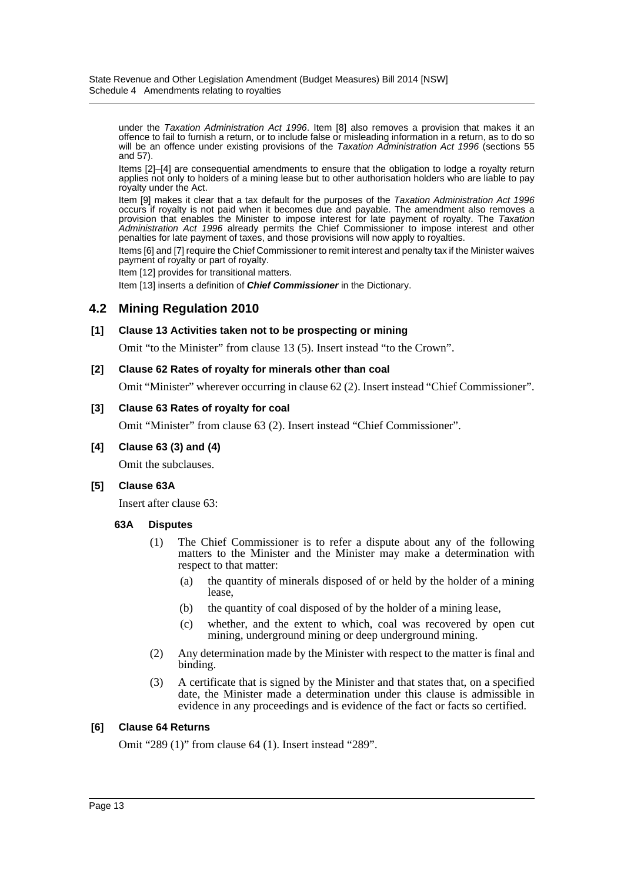under the *Taxation Administration Act 1996*. Item [8] also removes a provision that makes it an offence to fail to furnish a return, or to include false or misleading information in a return, as to do so will be an offence under existing provisions of the *Taxation Administration Act 1996* (sections 55 and 57).

Items [2]–[4] are consequential amendments to ensure that the obligation to lodge a royalty return applies not only to holders of a mining lease but to other authorisation holders who are liable to pay royalty under the Act.

Item [9] makes it clear that a tax default for the purposes of the *Taxation Administration Act 1996* occurs if royalty is not paid when it becomes due and payable. The amendment also removes a provision that enables the Minister to impose interest for late payment of royalty. The *Taxation Administration Act 1996* already permits the Chief Commissioner to impose interest and other penalties for late payment of taxes, and those provisions will now apply to royalties.

Items [6] and [7] require the Chief Commissioner to remit interest and penalty tax if the Minister waives payment of royalty or part of royalty.

Item [12] provides for transitional matters.

Item [13] inserts a definition of ***Chief Commissioner*** in the Dictionary.

## 4.2 Mining Regulation 2010

**[1] Clause 13 Activities taken not to be prospecting or mining**

Omit "to the Minister" from clause 13 (5). Insert instead "to the Crown".

**[2] Clause 62 Rates of royalty for minerals other than coal**

Omit "Minister" wherever occurring in clause 62 (2). Insert instead "Chief Commissioner".

**[3] Clause 63 Rates of royalty for coal**

Omit "Minister" from clause 63 (2). Insert instead "Chief Commissioner".

**[4] Clause 63 (3) and (4)**

Omit the subclauses.

**[5] Clause 63A**

Insert after clause 63:

**63A Disputes**

(1) The Chief Commissioner is to refer a dispute about any of the following matters to the Minister and the Minister may make a determination with respect to that matter:

(a) the quantity of minerals disposed of or held by the holder of a mining lease,

(b) the quantity of coal disposed of by the holder of a mining lease,

(c) whether, and the extent to which, coal was recovered by open cut mining, underground mining or deep underground mining.

(2) Any determination made by the Minister with respect to the matter is final and binding.

(3) A certificate that is signed by the Minister and that states that, on a specified date, the Minister made a determination under this clause is admissible in evidence in any proceedings and is evidence of the fact or facts so certified.

**[6] Clause 64 Returns**

Omit "289 (1)" from clause 64 (1). Insert instead "289".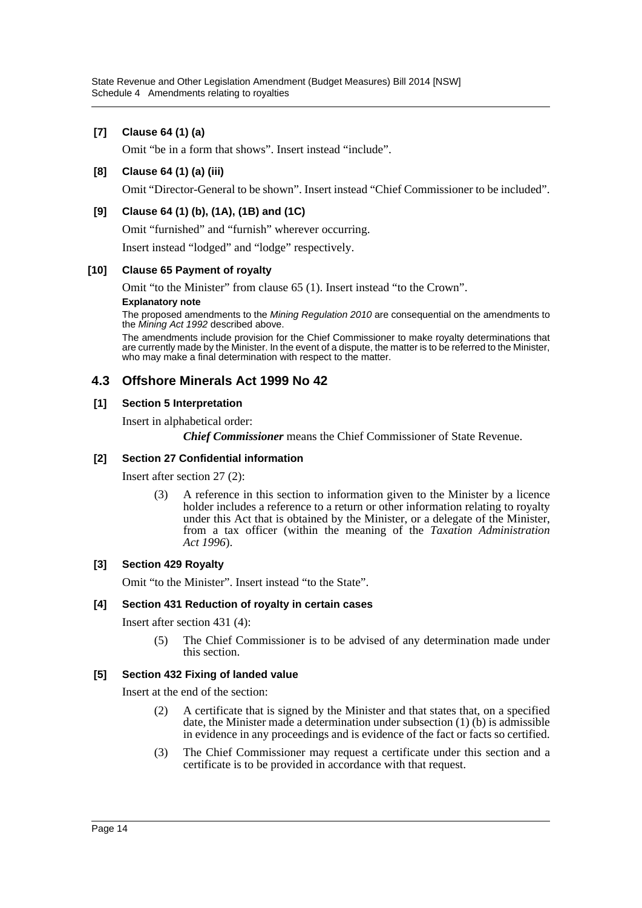**[7] Clause 64 (1) (a)**

Omit "be in a form that shows". Insert instead "include".

**[8] Clause 64 (1) (a) (iii)**

Omit "Director-General to be shown". Insert instead "Chief Commissioner to be included".

**[9] Clause 64 (1) (b), (1A), (1B) and (1C)**

Omit "furnished" and "furnish" wherever occurring.

Insert instead "lodged" and "lodge" respectively.

**[10] Clause 65 Payment of royalty**

Omit "to the Minister" from clause 65 (1). Insert instead "to the Crown".

**Explanatory note**

The proposed amendments to the *Mining Regulation 2010* are consequential on the amendments to the *Mining Act 1992* described above.

The amendments include provision for the Chief Commissioner to make royalty determinations that are currently made by the Minister. In the event of a dispute, the matter is to be referred to the Minister, who may make a final determination with respect to the matter.

## 4.3 Offshore Minerals Act 1999 No 42

**[1] Section 5 Interpretation**

Insert in alphabetical order:

> ***Chief Commissioner*** means the Chief Commissioner of State Revenue.

**[2] Section 27 Confidential information**

Insert after section 27 (2):

> (3) A reference in this section to information given to the Minister by a licence holder includes a reference to a return or other information relating to royalty under this Act that is obtained by the Minister, or a delegate of the Minister, from a tax officer (within the meaning of the *Taxation Administration Act 1996*).

**[3] Section 429 Royalty**

Omit "to the Minister". Insert instead "to the State".

**[4] Section 431 Reduction of royalty in certain cases**

Insert after section 431 (4):

> (5) The Chief Commissioner is to be advised of any determination made under this section.

**[5] Section 432 Fixing of landed value**

Insert at the end of the section:

> (2) A certificate that is signed by the Minister and that states that, on a specified date, the Minister made a determination under subsection (1) (b) is admissible in evidence in any proceedings and is evidence of the fact or facts so certified.
>
> (3) The Chief Commissioner may request a certificate under this section and a certificate is to be provided in accordance with that request.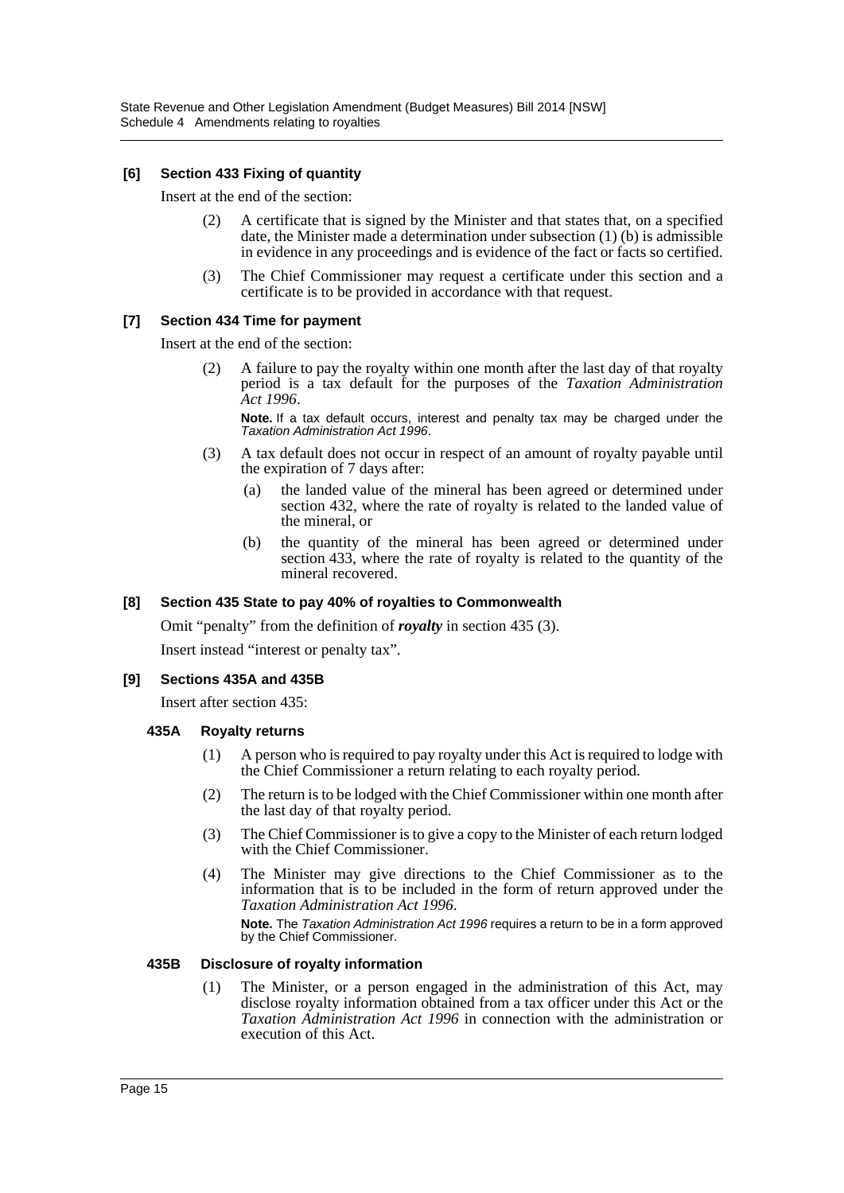### [6] Section 433 Fixing of quantity

Insert at the end of the section:

(2) A certificate that is signed by the Minister and that states that, on a specified date, the Minister made a determination under subsection (1) (b) is admissible in evidence in any proceedings and is evidence of the fact or facts so certified.

(3) The Chief Commissioner may request a certificate under this section and a certificate is to be provided in accordance with that request.

### [7] Section 434 Time for payment

Insert at the end of the section:

(2) A failure to pay the royalty within one month after the last day of that royalty period is a tax default for the purposes of the *Taxation Administration Act 1996*.

**Note.** If a tax default occurs, interest and penalty tax may be charged under the *Taxation Administration Act 1996*.

(3) A tax default does not occur in respect of an amount of royalty payable until the expiration of 7 days after:

- (a) the landed value of the mineral has been agreed or determined under section 432, where the rate of royalty is related to the landed value of the mineral, or
- (b) the quantity of the mineral has been agreed or determined under section 433, where the rate of royalty is related to the quantity of the mineral recovered.

### [8] Section 435 State to pay 40% of royalties to Commonwealth

Omit "penalty" from the definition of ***royalty*** in section 435 (3).

Insert instead "interest or penalty tax".

### [9] Sections 435A and 435B

Insert after section 435:

#### 435A Royalty returns

(1) A person who is required to pay royalty under this Act is required to lodge with the Chief Commissioner a return relating to each royalty period.

(2) The return is to be lodged with the Chief Commissioner within one month after the last day of that royalty period.

(3) The Chief Commissioner is to give a copy to the Minister of each return lodged with the Chief Commissioner.

(4) The Minister may give directions to the Chief Commissioner as to the information that is to be included in the form of return approved under the *Taxation Administration Act 1996*.

**Note.** The *Taxation Administration Act 1996* requires a return to be in a form approved by the Chief Commissioner.

#### 435B Disclosure of royalty information

(1) The Minister, or a person engaged in the administration of this Act, may disclose royalty information obtained from a tax officer under this Act or the *Taxation Administration Act 1996* in connection with the administration or execution of this Act.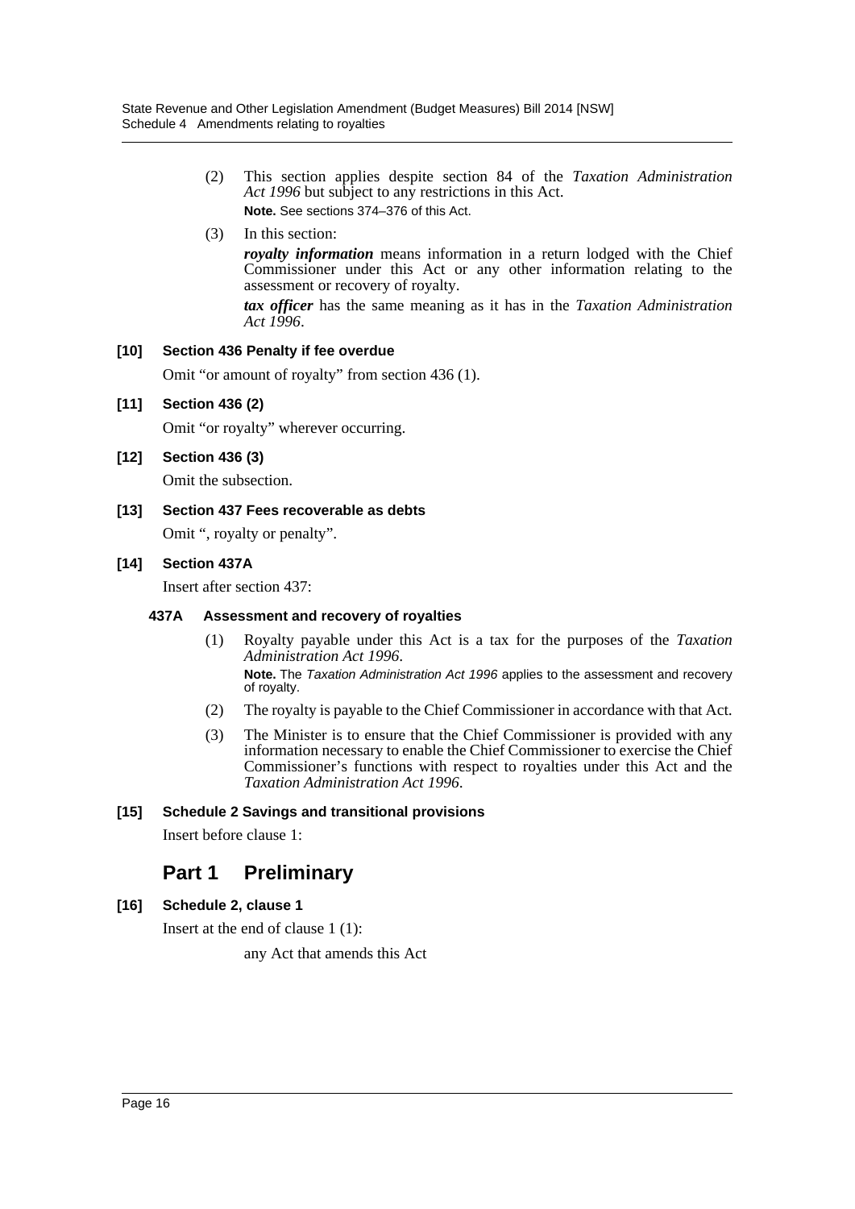(2) This section applies despite section 84 of the *Taxation Administration Act 1996* but subject to any restrictions in this Act.

**Note.** See sections 374–376 of this Act.

(3) In this section:

***royalty information*** means information in a return lodged with the Chief Commissioner under this Act or any other information relating to the assessment or recovery of royalty.

***tax officer*** has the same meaning as it has in the *Taxation Administration Act 1996*.

### [10] Section 436 Penalty if fee overdue

Omit "or amount of royalty" from section 436 (1).

### [11] Section 436 (2)

Omit "or royalty" wherever occurring.

### [12] Section 436 (3)

Omit the subsection.

### [13] Section 437 Fees recoverable as debts

Omit ", royalty or penalty".

### [14] Section 437A

Insert after section 437:

#### 437A Assessment and recovery of royalties

(1) Royalty payable under this Act is a tax for the purposes of the *Taxation Administration Act 1996*.

**Note.** The *Taxation Administration Act 1996* applies to the assessment and recovery of royalty.

(2) The royalty is payable to the Chief Commissioner in accordance with that Act.

(3) The Minister is to ensure that the Chief Commissioner is provided with any information necessary to enable the Chief Commissioner to exercise the Chief Commissioner's functions with respect to royalties under this Act and the *Taxation Administration Act 1996*.

### [15] Schedule 2 Savings and transitional provisions

Insert before clause 1:

## Part 1 Preliminary

### [16] Schedule 2, clause 1

Insert at the end of clause 1 (1):

any Act that amends this Act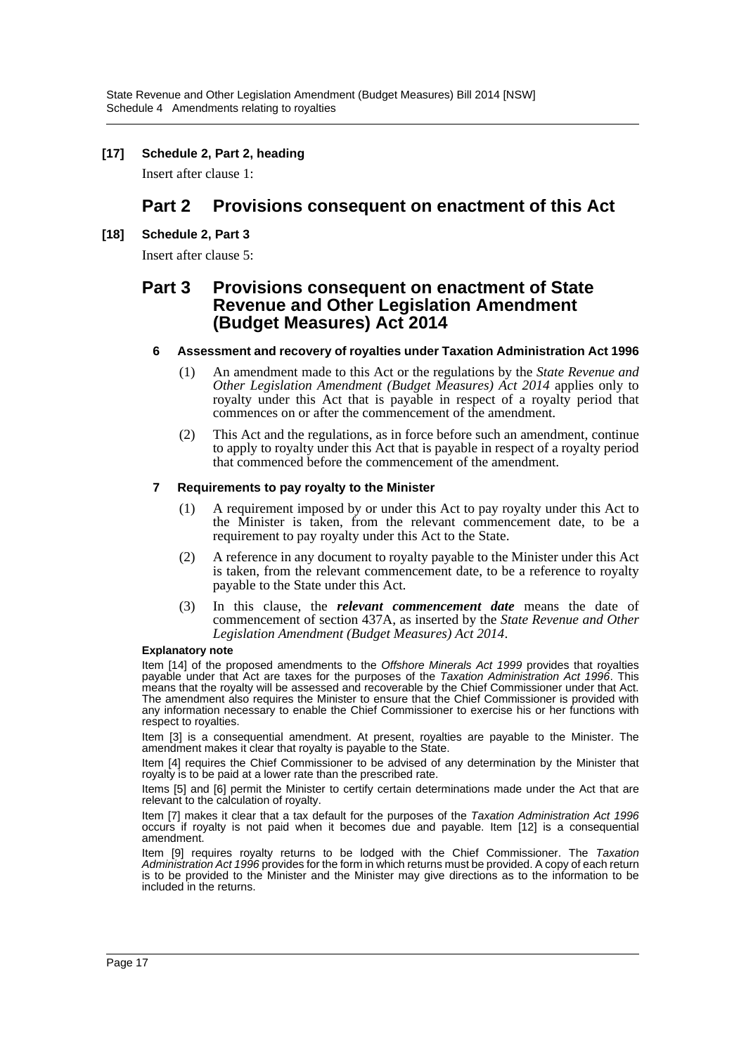**[17] Schedule 2, Part 2, heading**

Insert after clause 1:

## Part 2 Provisions consequent on enactment of this Act

**[18] Schedule 2, Part 3**

Insert after clause 5:

## Part 3 Provisions consequent on enactment of State Revenue and Other Legislation Amendment (Budget Measures) Act 2014

### 6 Assessment and recovery of royalties under Taxation Administration Act 1996

(1) An amendment made to this Act or the regulations by the *State Revenue and Other Legislation Amendment (Budget Measures) Act 2014* applies only to royalty under this Act that is payable in respect of a royalty period that commences on or after the commencement of the amendment.

(2) This Act and the regulations, as in force before such an amendment, continue to apply to royalty under this Act that is payable in respect of a royalty period that commenced before the commencement of the amendment.

### 7 Requirements to pay royalty to the Minister

(1) A requirement imposed by or under this Act to pay royalty under this Act to the Minister is taken, from the relevant commencement date, to be a requirement to pay royalty under this Act to the State.

(2) A reference in any document to royalty payable to the Minister under this Act is taken, from the relevant commencement date, to be a reference to royalty payable to the State under this Act.

(3) In this clause, the ***relevant commencement date*** means the date of commencement of section 437A, as inserted by the *State Revenue and Other Legislation Amendment (Budget Measures) Act 2014*.

**Explanatory note**

Item [14] of the proposed amendments to the *Offshore Minerals Act 1999* provides that royalties payable under that Act are taxes for the purposes of the *Taxation Administration Act 1996*. This means that the royalty will be assessed and recoverable by the Chief Commissioner under that Act. The amendment also requires the Minister to ensure that the Chief Commissioner is provided with any information necessary to enable the Chief Commissioner to exercise his or her functions with respect to royalties.

Item [3] is a consequential amendment. At present, royalties are payable to the Minister. The amendment makes it clear that royalty is payable to the State.

Item [4] requires the Chief Commissioner to be advised of any determination by the Minister that royalty is to be paid at a lower rate than the prescribed rate.

Items [5] and [6] permit the Minister to certify certain determinations made under the Act that are relevant to the calculation of royalty.

Item [7] makes it clear that a tax default for the purposes of the *Taxation Administration Act 1996* occurs if royalty is not paid when it becomes due and payable. Item [12] is a consequential amendment.

Item [9] requires royalty returns to be lodged with the Chief Commissioner. The *Taxation Administration Act 1996* provides for the form in which returns must be provided. A copy of each return is to be provided to the Minister and the Minister may give directions as to the information to be included in the returns.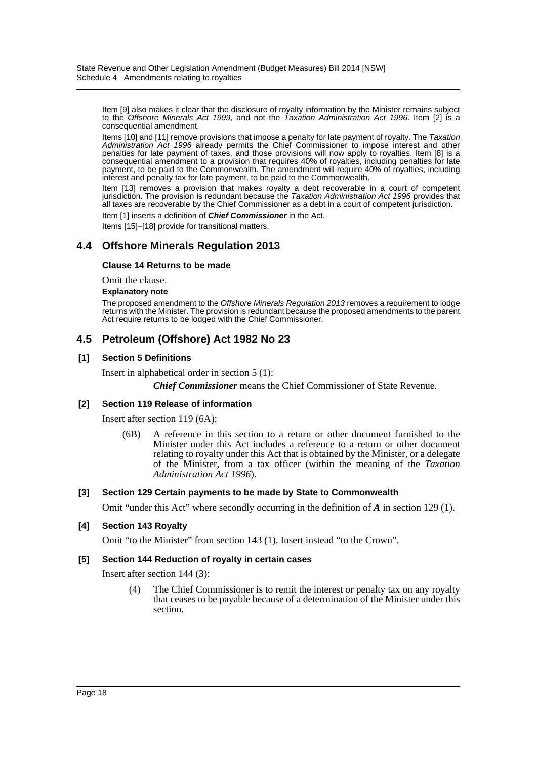Item [9] also makes it clear that the disclosure of royalty information by the Minister remains subject to the *Offshore Minerals Act 1999*, and not the *Taxation Administration Act 1996*. Item [2] is a consequential amendment.

Items [10] and [11] remove provisions that impose a penalty for late payment of royalty. The *Taxation Administration Act 1996* already permits the Chief Commissioner to impose interest and other penalties for late payment of taxes, and those provisions will now apply to royalties. Item [8] is a consequential amendment to a provision that requires 40% of royalties, including penalties for late payment, to be paid to the Commonwealth. The amendment will require 40% of royalties, including interest and penalty tax for late payment, to be paid to the Commonwealth.

Item [13] removes a provision that makes royalty a debt recoverable in a court of competent jurisdiction. The provision is redundant because the *Taxation Administration Act 1996* provides that all taxes are recoverable by the Chief Commissioner as a debt in a court of competent jurisdiction.

Item [1] inserts a definition of ***Chief Commissioner*** in the Act.

Items [15]–[18] provide for transitional matters.

## 4.4 Offshore Minerals Regulation 2013

**Clause 14 Returns to be made**

Omit the clause.

**Explanatory note**

The proposed amendment to the *Offshore Minerals Regulation 2013* removes a requirement to lodge returns with the Minister. The provision is redundant because the proposed amendments to the parent Act require returns to be lodged with the Chief Commissioner.

## 4.5 Petroleum (Offshore) Act 1982 No 23

**[1] Section 5 Definitions**

Insert in alphabetical order in section 5 (1):

***Chief Commissioner*** means the Chief Commissioner of State Revenue.

**[2] Section 119 Release of information**

Insert after section 119 (6A):

(6B) A reference in this section to a return or other document furnished to the Minister under this Act includes a reference to a return or other document relating to royalty under this Act that is obtained by the Minister, or a delegate of the Minister, from a tax officer (within the meaning of the *Taxation Administration Act 1996*).

**[3] Section 129 Certain payments to be made by State to Commonwealth**

Omit "under this Act" where secondly occurring in the definition of ***A*** in section 129 (1).

**[4] Section 143 Royalty**

Omit "to the Minister" from section 143 (1). Insert instead "to the Crown".

**[5] Section 144 Reduction of royalty in certain cases**

Insert after section 144 (3):

(4) The Chief Commissioner is to remit the interest or penalty tax on any royalty that ceases to be payable because of a determination of the Minister under this section.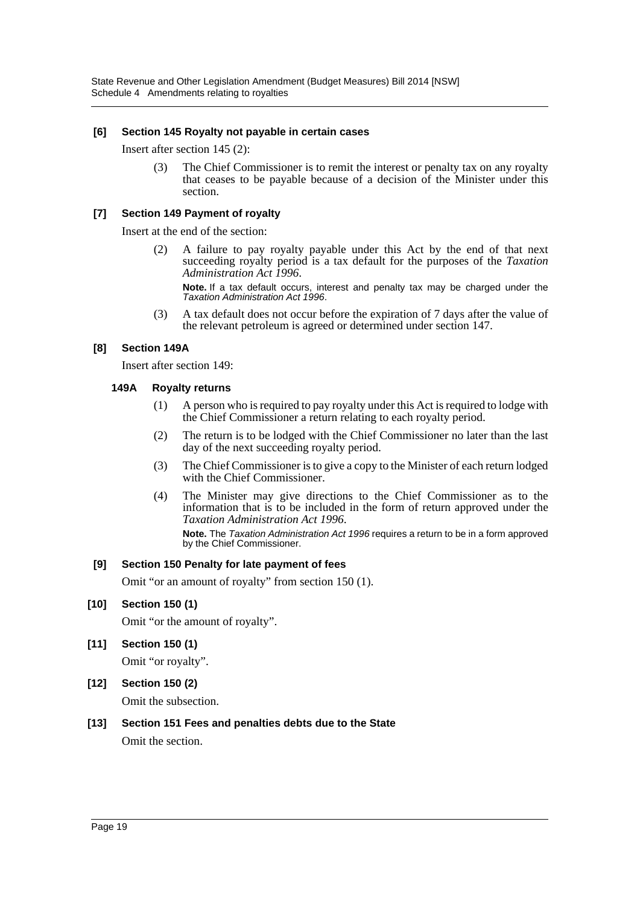**[6] Section 145 Royalty not payable in certain cases**

Insert after section 145 (2):

> (3) The Chief Commissioner is to remit the interest or penalty tax on any royalty that ceases to be payable because of a decision of the Minister under this section.

**[7] Section 149 Payment of royalty**

Insert at the end of the section:

> (2) A failure to pay royalty payable under this Act by the end of that next succeeding royalty period is a tax default for the purposes of the *Taxation Administration Act 1996*.
>
> **Note.** If a tax default occurs, interest and penalty tax may be charged under the *Taxation Administration Act 1996*.
>
> (3) A tax default does not occur before the expiration of 7 days after the value of the relevant petroleum is agreed or determined under section 147.

**[8] Section 149A**

Insert after section 149:

> **149A Royalty returns**
>
> (1) A person who is required to pay royalty under this Act is required to lodge with the Chief Commissioner a return relating to each royalty period.
>
> (2) The return is to be lodged with the Chief Commissioner no later than the last day of the next succeeding royalty period.
>
> (3) The Chief Commissioner is to give a copy to the Minister of each return lodged with the Chief Commissioner.
>
> (4) The Minister may give directions to the Chief Commissioner as to the information that is to be included in the form of return approved under the *Taxation Administration Act 1996*.
>
> **Note.** The *Taxation Administration Act 1996* requires a return to be in a form approved by the Chief Commissioner.

**[9] Section 150 Penalty for late payment of fees**

Omit "or an amount of royalty" from section 150 (1).

**[10] Section 150 (1)**

Omit "or the amount of royalty".

**[11] Section 150 (1)**

Omit "or royalty".

**[12] Section 150 (2)**

Omit the subsection.

**[13] Section 151 Fees and penalties debts due to the State**

Omit the section.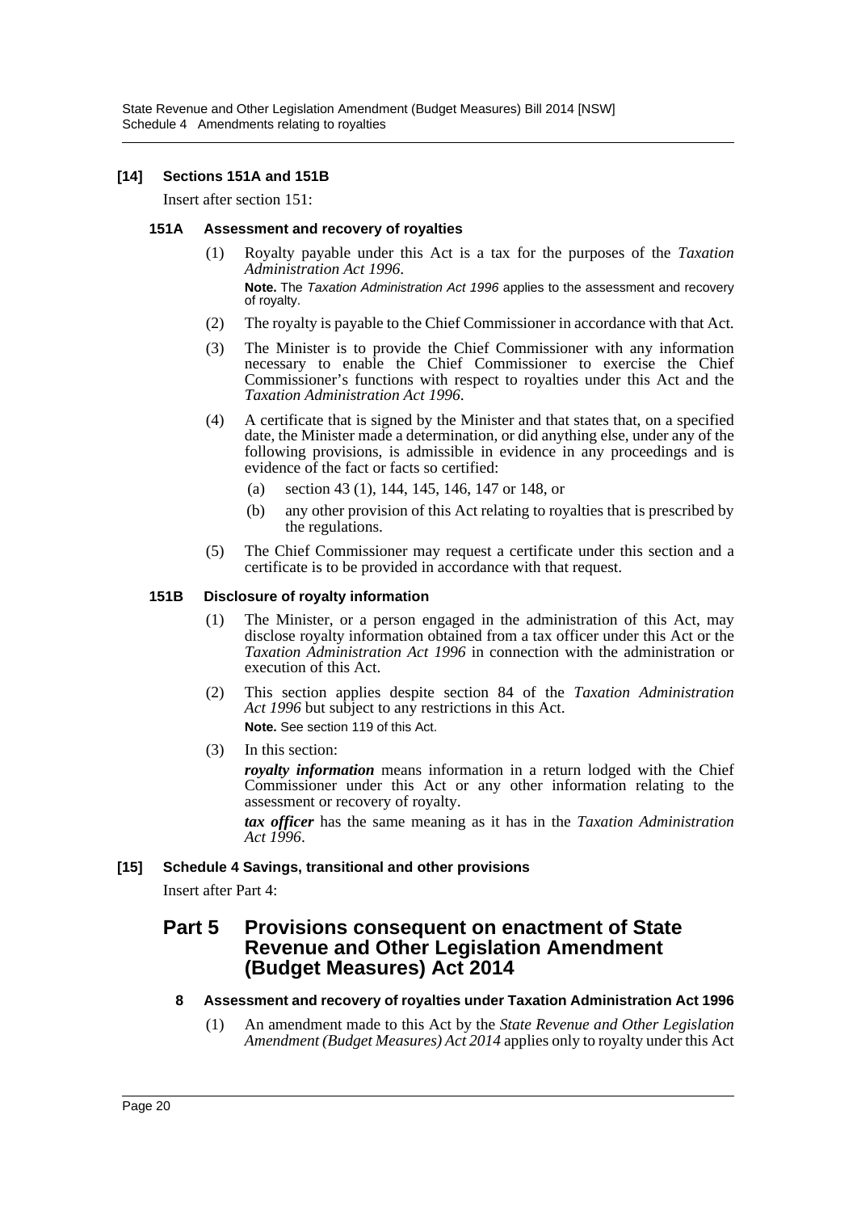**[14] Sections 151A and 151B**

Insert after section 151:

**151A Assessment and recovery of royalties**

(1) Royalty payable under this Act is a tax for the purposes of the *Taxation Administration Act 1996*.

**Note.** The *Taxation Administration Act 1996* applies to the assessment and recovery of royalty.

(2) The royalty is payable to the Chief Commissioner in accordance with that Act.

(3) The Minister is to provide the Chief Commissioner with any information necessary to enable the Chief Commissioner to exercise the Chief Commissioner's functions with respect to royalties under this Act and the *Taxation Administration Act 1996*.

(4) A certificate that is signed by the Minister and that states that, on a specified date, the Minister made a determination, or did anything else, under any of the following provisions, is admissible in evidence in any proceedings and is evidence of the fact or facts so certified:

- (a) section 43 (1), 144, 145, 146, 147 or 148, or
- (b) any other provision of this Act relating to royalties that is prescribed by the regulations.

(5) The Chief Commissioner may request a certificate under this section and a certificate is to be provided in accordance with that request.

**151B Disclosure of royalty information**

(1) The Minister, or a person engaged in the administration of this Act, may disclose royalty information obtained from a tax officer under this Act or the *Taxation Administration Act 1996* in connection with the administration or execution of this Act.

(2) This section applies despite section 84 of the *Taxation Administration Act 1996* but subject to any restrictions in this Act.

**Note.** See section 119 of this Act.

(3) In this section:

***royalty information*** means information in a return lodged with the Chief Commissioner under this Act or any other information relating to the assessment or recovery of royalty.

***tax officer*** has the same meaning as it has in the *Taxation Administration Act 1996*.

**[15] Schedule 4 Savings, transitional and other provisions**

Insert after Part 4:

## Part 5 Provisions consequent on enactment of State Revenue and Other Legislation Amendment (Budget Measures) Act 2014

**8 Assessment and recovery of royalties under Taxation Administration Act 1996**

(1) An amendment made to this Act by the *State Revenue and Other Legislation Amendment (Budget Measures) Act 2014* applies only to royalty under this Act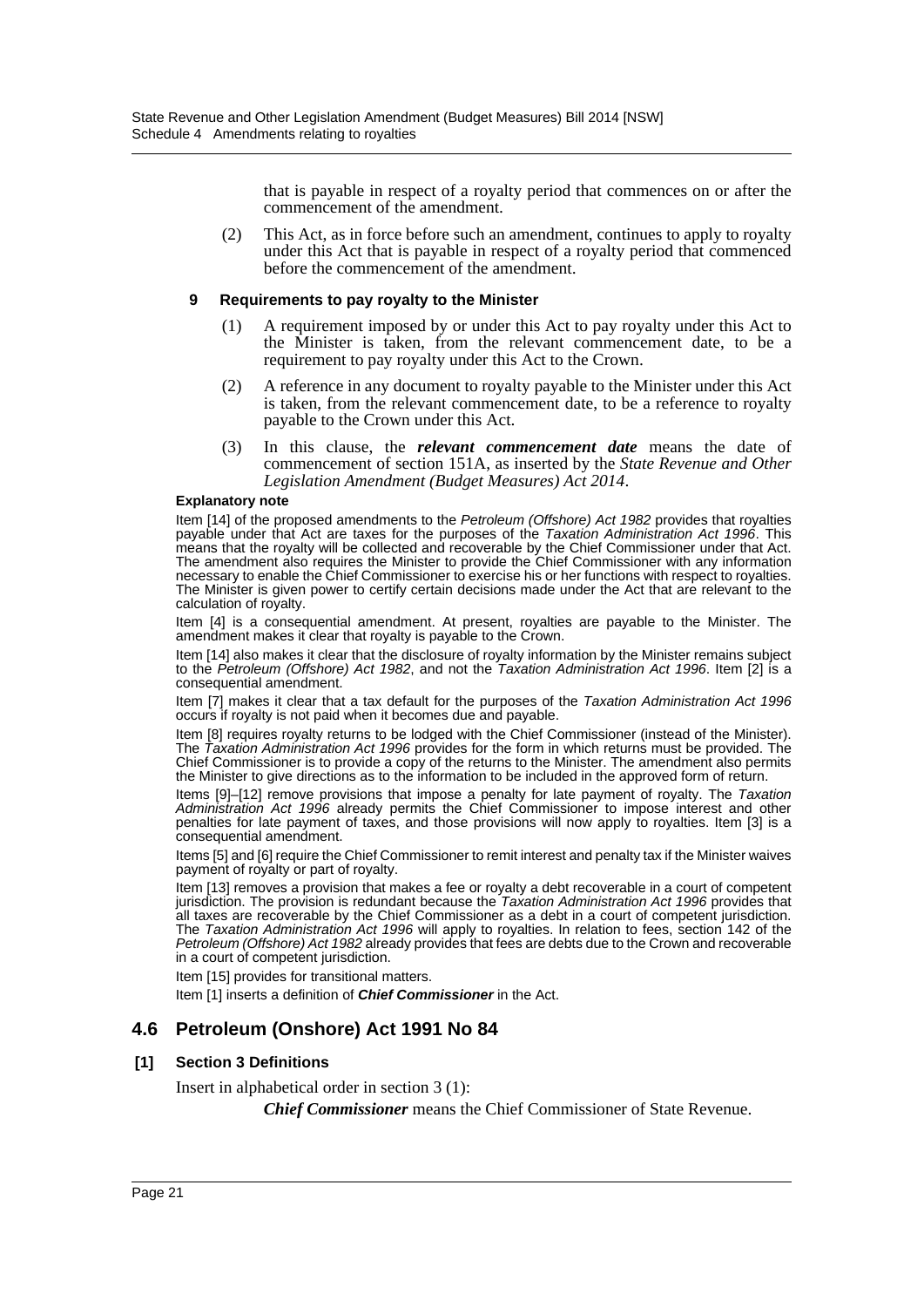that is payable in respect of a royalty period that commences on or after the commencement of the amendment.

(2) This Act, as in force before such an amendment, continues to apply to royalty under this Act that is payable in respect of a royalty period that commenced before the commencement of the amendment.

**9 Requirements to pay royalty to the Minister**

(1) A requirement imposed by or under this Act to pay royalty under this Act to the Minister is taken, from the relevant commencement date, to be a requirement to pay royalty under this Act to the Crown.

(2) A reference in any document to royalty payable to the Minister under this Act is taken, from the relevant commencement date, to be a reference to royalty payable to the Crown under this Act.

(3) In this clause, the ***relevant commencement date*** means the date of commencement of section 151A, as inserted by the *State Revenue and Other Legislation Amendment (Budget Measures) Act 2014*.

**Explanatory note**

Item [14] of the proposed amendments to the *Petroleum (Offshore) Act 1982* provides that royalties payable under that Act are taxes for the purposes of the *Taxation Administration Act 1996*. This means that the royalty will be collected and recoverable by the Chief Commissioner under that Act. The amendment also requires the Minister to provide the Chief Commissioner with any information necessary to enable the Chief Commissioner to exercise his or her functions with respect to royalties. The Minister is given power to certify certain decisions made under the Act that are relevant to the calculation of royalty.

Item [4] is a consequential amendment. At present, royalties are payable to the Minister. The amendment makes it clear that royalty is payable to the Crown.

Item [14] also makes it clear that the disclosure of royalty information by the Minister remains subject to the *Petroleum (Offshore) Act 1982*, and not the *Taxation Administration Act 1996*. Item [2] is a consequential amendment.

Item [7] makes it clear that a tax default for the purposes of the *Taxation Administration Act 1996* occurs if royalty is not paid when it becomes due and payable.

Item [8] requires royalty returns to be lodged with the Chief Commissioner (instead of the Minister). The *Taxation Administration Act 1996* provides for the form in which returns must be provided. The Chief Commissioner is to provide a copy of the returns to the Minister. The amendment also permits the Minister to give directions as to the information to be included in the approved form of return.

Items [9]–[12] remove provisions that impose a penalty for late payment of royalty. The *Taxation Administration Act 1996* already permits the Chief Commissioner to impose interest and other penalties for late payment of taxes, and those provisions will now apply to royalties. Item [3] is a consequential amendment.

Items [5] and [6] require the Chief Commissioner to remit interest and penalty tax if the Minister waives payment of royalty or part of royalty.

Item [13] removes a provision that makes a fee or royalty a debt recoverable in a court of competent jurisdiction. The provision is redundant because the *Taxation Administration Act 1996* provides that all taxes are recoverable by the Chief Commissioner as a debt in a court of competent jurisdiction. The *Taxation Administration Act 1996* will apply to royalties. In relation to fees, section 142 of the *Petroleum (Offshore) Act 1982* already provides that fees are debts due to the Crown and recoverable in a court of competent jurisdiction.

Item [15] provides for transitional matters.

Item [1] inserts a definition of ***Chief Commissioner*** in the Act.

## 4.6 Petroleum (Onshore) Act 1991 No 84

**[1] Section 3 Definitions**

Insert in alphabetical order in section 3 (1):

***Chief Commissioner*** means the Chief Commissioner of State Revenue.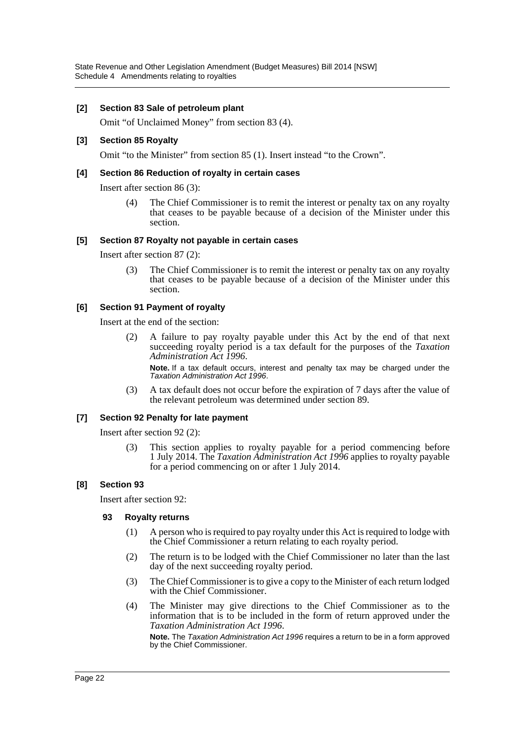**[2] Section 83 Sale of petroleum plant**

Omit "of Unclaimed Money" from section 83 (4).

**[3] Section 85 Royalty**

Omit "to the Minister" from section 85 (1). Insert instead "to the Crown".

**[4] Section 86 Reduction of royalty in certain cases**

Insert after section 86 (3):

> (4) The Chief Commissioner is to remit the interest or penalty tax on any royalty that ceases to be payable because of a decision of the Minister under this section.

**[5] Section 87 Royalty not payable in certain cases**

Insert after section 87 (2):

> (3) The Chief Commissioner is to remit the interest or penalty tax on any royalty that ceases to be payable because of a decision of the Minister under this section.

**[6] Section 91 Payment of royalty**

Insert at the end of the section:

> (2) A failure to pay royalty payable under this Act by the end of that next succeeding royalty period is a tax default for the purposes of the *Taxation Administration Act 1996*.
>
> **Note.** If a tax default occurs, interest and penalty tax may be charged under the *Taxation Administration Act 1996*.
>
> (3) A tax default does not occur before the expiration of 7 days after the value of the relevant petroleum was determined under section 89.

**[7] Section 92 Penalty for late payment**

Insert after section 92 (2):

> (3) This section applies to royalty payable for a period commencing before 1 July 2014. The *Taxation Administration Act 1996* applies to royalty payable for a period commencing on or after 1 July 2014.

**[8] Section 93**

Insert after section 92:

> **93 Royalty returns**
>
> (1) A person who is required to pay royalty under this Act is required to lodge with the Chief Commissioner a return relating to each royalty period.
>
> (2) The return is to be lodged with the Chief Commissioner no later than the last day of the next succeeding royalty period.
>
> (3) The Chief Commissioner is to give a copy to the Minister of each return lodged with the Chief Commissioner.
>
> (4) The Minister may give directions to the Chief Commissioner as to the information that is to be included in the form of return approved under the *Taxation Administration Act 1996*.
>
> **Note.** The *Taxation Administration Act 1996* requires a return to be in a form approved by the Chief Commissioner.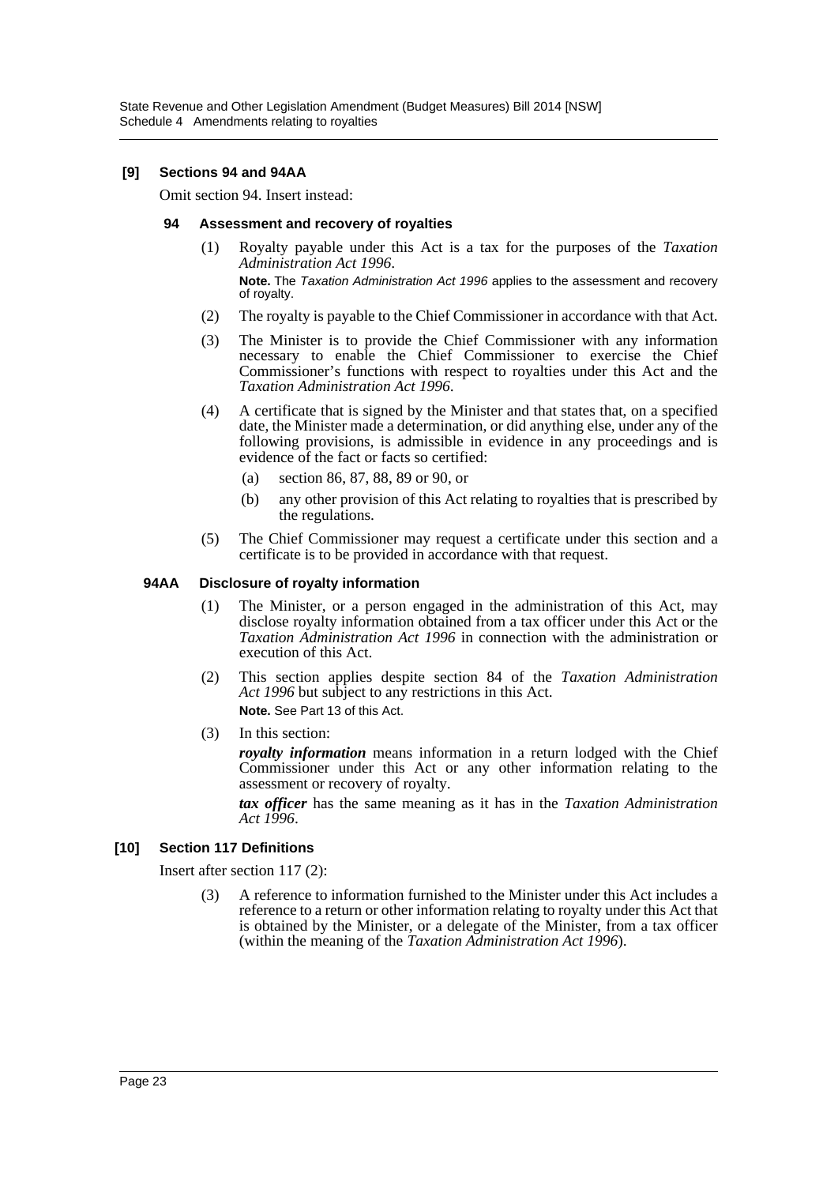### [9] Sections 94 and 94AA

Omit section 94. Insert instead:

#### 94 Assessment and recovery of royalties

(1) Royalty payable under this Act is a tax for the purposes of the *Taxation Administration Act 1996*.

**Note.** The *Taxation Administration Act 1996* applies to the assessment and recovery of royalty.

(2) The royalty is payable to the Chief Commissioner in accordance with that Act.

(3) The Minister is to provide the Chief Commissioner with any information necessary to enable the Chief Commissioner to exercise the Chief Commissioner's functions with respect to royalties under this Act and the *Taxation Administration Act 1996*.

(4) A certificate that is signed by the Minister and that states that, on a specified date, the Minister made a determination, or did anything else, under any of the following provisions, is admissible in evidence in any proceedings and is evidence of the fact or facts so certified:

- (a) section 86, 87, 88, 89 or 90, or
- (b) any other provision of this Act relating to royalties that is prescribed by the regulations.

(5) The Chief Commissioner may request a certificate under this section and a certificate is to be provided in accordance with that request.

#### 94AA Disclosure of royalty information

(1) The Minister, or a person engaged in the administration of this Act, may disclose royalty information obtained from a tax officer under this Act or the *Taxation Administration Act 1996* in connection with the administration or execution of this Act.

(2) This section applies despite section 84 of the *Taxation Administration Act 1996* but subject to any restrictions in this Act.

**Note.** See Part 13 of this Act.

(3) In this section:

***royalty information*** means information in a return lodged with the Chief Commissioner under this Act or any other information relating to the assessment or recovery of royalty.

***tax officer*** has the same meaning as it has in the *Taxation Administration Act 1996*.

### [10] Section 117 Definitions

Insert after section 117 (2):

(3) A reference to information furnished to the Minister under this Act includes a reference to a return or other information relating to royalty under this Act that is obtained by the Minister, or a delegate of the Minister, from a tax officer (within the meaning of the *Taxation Administration Act 1996*).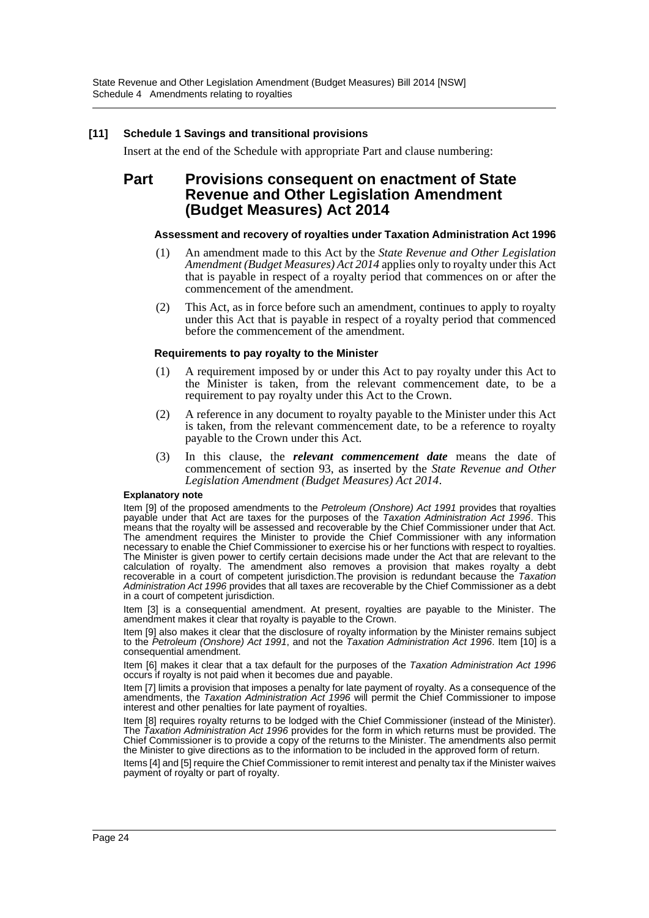**[11] Schedule 1 Savings and transitional provisions**

Insert at the end of the Schedule with appropriate Part and clause numbering:

## Part Provisions consequent on enactment of State Revenue and Other Legislation Amendment (Budget Measures) Act 2014

#### Assessment and recovery of royalties under Taxation Administration Act 1996

(1) An amendment made to this Act by the *State Revenue and Other Legislation Amendment (Budget Measures) Act 2014* applies only to royalty under this Act that is payable in respect of a royalty period that commences on or after the commencement of the amendment.

(2) This Act, as in force before such an amendment, continues to apply to royalty under this Act that is payable in respect of a royalty period that commenced before the commencement of the amendment.

#### Requirements to pay royalty to the Minister

(1) A requirement imposed by or under this Act to pay royalty under this Act to the Minister is taken, from the relevant commencement date, to be a requirement to pay royalty under this Act to the Crown.

(2) A reference in any document to royalty payable to the Minister under this Act is taken, from the relevant commencement date, to be a reference to royalty payable to the Crown under this Act.

(3) In this clause, the ***relevant commencement date*** means the date of commencement of section 93, as inserted by the *State Revenue and Other Legislation Amendment (Budget Measures) Act 2014*.

**Explanatory note**

Item [9] of the proposed amendments to the *Petroleum (Onshore) Act 1991* provides that royalties payable under that Act are taxes for the purposes of the *Taxation Administration Act 1996*. This means that the royalty will be assessed and recoverable by the Chief Commissioner under that Act. The amendment requires the Minister to provide the Chief Commissioner with any information necessary to enable the Chief Commissioner to exercise his or her functions with respect to royalties. The Minister is given power to certify certain decisions made under the Act that are relevant to the calculation of royalty. The amendment also removes a provision that makes royalty a debt recoverable in a court of competent jurisdiction.The provision is redundant because the *Taxation Administration Act 1996* provides that all taxes are recoverable by the Chief Commissioner as a debt in a court of competent jurisdiction.

Item [3] is a consequential amendment. At present, royalties are payable to the Minister. The amendment makes it clear that royalty is payable to the Crown.

Item [9] also makes it clear that the disclosure of royalty information by the Minister remains subject to the *Petroleum (Onshore) Act 1991*, and not the *Taxation Administration Act 1996*. Item [10] is a consequential amendment.

Item [6] makes it clear that a tax default for the purposes of the *Taxation Administration Act 1996* occurs if royalty is not paid when it becomes due and payable.

Item [7] limits a provision that imposes a penalty for late payment of royalty. As a consequence of the amendments, the *Taxation Administration Act 1996* will permit the Chief Commissioner to impose interest and other penalties for late payment of royalties.

Item [8] requires royalty returns to be lodged with the Chief Commissioner (instead of the Minister). The *Taxation Administration Act 1996* provides for the form in which returns must be provided. The Chief Commissioner is to provide a copy of the returns to the Minister. The amendments also permit the Minister to give directions as to the information to be included in the approved form of return.

Items [4] and [5] require the Chief Commissioner to remit interest and penalty tax if the Minister waives payment of royalty or part of royalty.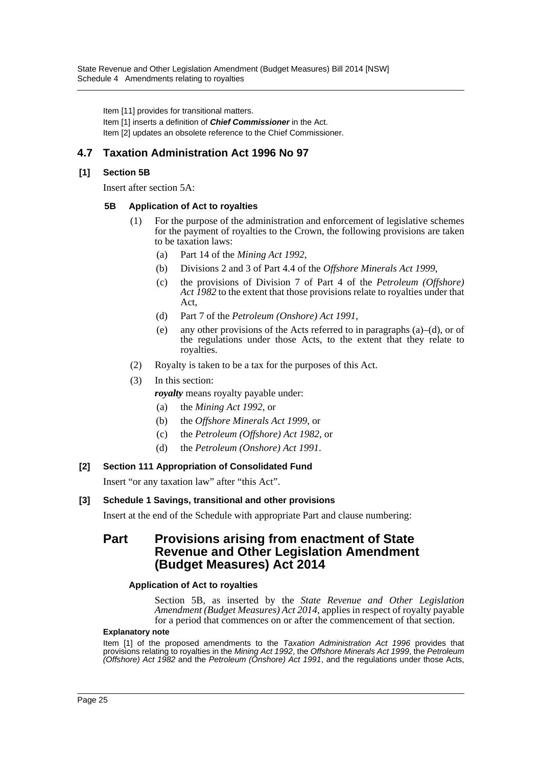Item [11] provides for transitional matters.

Item [1] inserts a definition of ***Chief Commissioner*** in the Act.

Item [2] updates an obsolete reference to the Chief Commissioner.

## 4.7 Taxation Administration Act 1996 No 97

### [1] Section 5B

Insert after section 5A:

#### 5B Application of Act to royalties

(1) For the purpose of the administration and enforcement of legislative schemes for the payment of royalties to the Crown, the following provisions are taken to be taxation laws:

- (a) Part 14 of the *Mining Act 1992*,
- (b) Divisions 2 and 3 of Part 4.4 of the *Offshore Minerals Act 1999*,
- (c) the provisions of Division 7 of Part 4 of the *Petroleum (Offshore) Act 1982* to the extent that those provisions relate to royalties under that Act,
- (d) Part 7 of the *Petroleum (Onshore) Act 1991*,
- (e) any other provisions of the Acts referred to in paragraphs (a)–(d), or of the regulations under those Acts, to the extent that they relate to royalties.

(2) Royalty is taken to be a tax for the purposes of this Act.

(3) In this section:

***royalty*** means royalty payable under:

- (a) the *Mining Act 1992*, or
- (b) the *Offshore Minerals Act 1999*, or
- (c) the *Petroleum (Offshore) Act 1982*, or
- (d) the *Petroleum (Onshore) Act 1991*.

### [2] Section 111 Appropriation of Consolidated Fund

Insert "or any taxation law" after "this Act".

### [3] Schedule 1 Savings, transitional and other provisions

Insert at the end of the Schedule with appropriate Part and clause numbering:

## Part Provisions arising from enactment of State Revenue and Other Legislation Amendment (Budget Measures) Act 2014

#### Application of Act to royalties

Section 5B, as inserted by the *State Revenue and Other Legislation Amendment (Budget Measures) Act 2014*, applies in respect of royalty payable for a period that commences on or after the commencement of that section.

**Explanatory note**

Item [1] of the proposed amendments to the *Taxation Administration Act 1996* provides that provisions relating to royalties in the *Mining Act 1992*, the *Offshore Minerals Act 1999*, the *Petroleum (Offshore) Act 1982* and the *Petroleum (Onshore) Act 1991*, and the regulations under those Acts,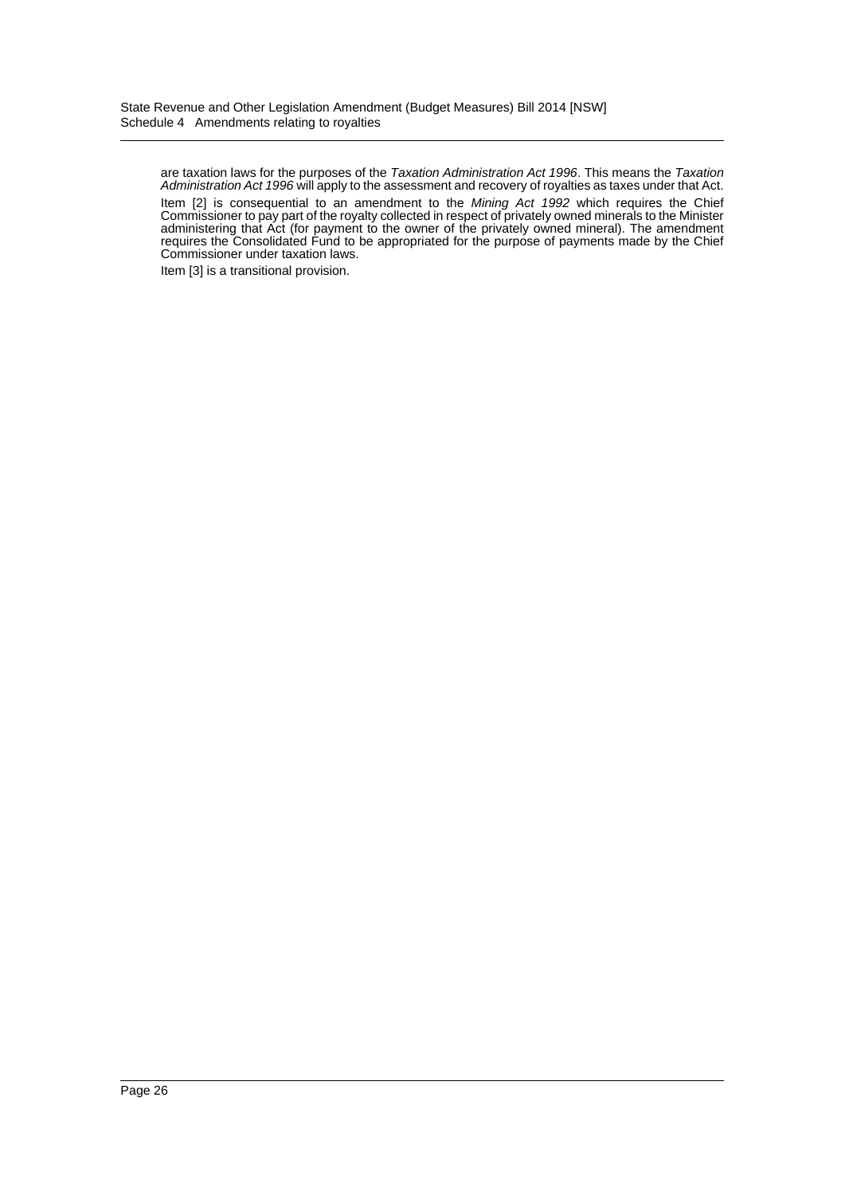are taxation laws for the purposes of the *Taxation Administration Act 1996*. This means the *Taxation Administration Act 1996* will apply to the assessment and recovery of royalties as taxes under that Act.

Item [2] is consequential to an amendment to the *Mining Act 1992* which requires the Chief Commissioner to pay part of the royalty collected in respect of privately owned minerals to the Minister administering that Act (for payment to the owner of the privately owned mineral). The amendment requires the Consolidated Fund to be appropriated for the purpose of payments made by the Chief Commissioner under taxation laws.

Item [3] is a transitional provision.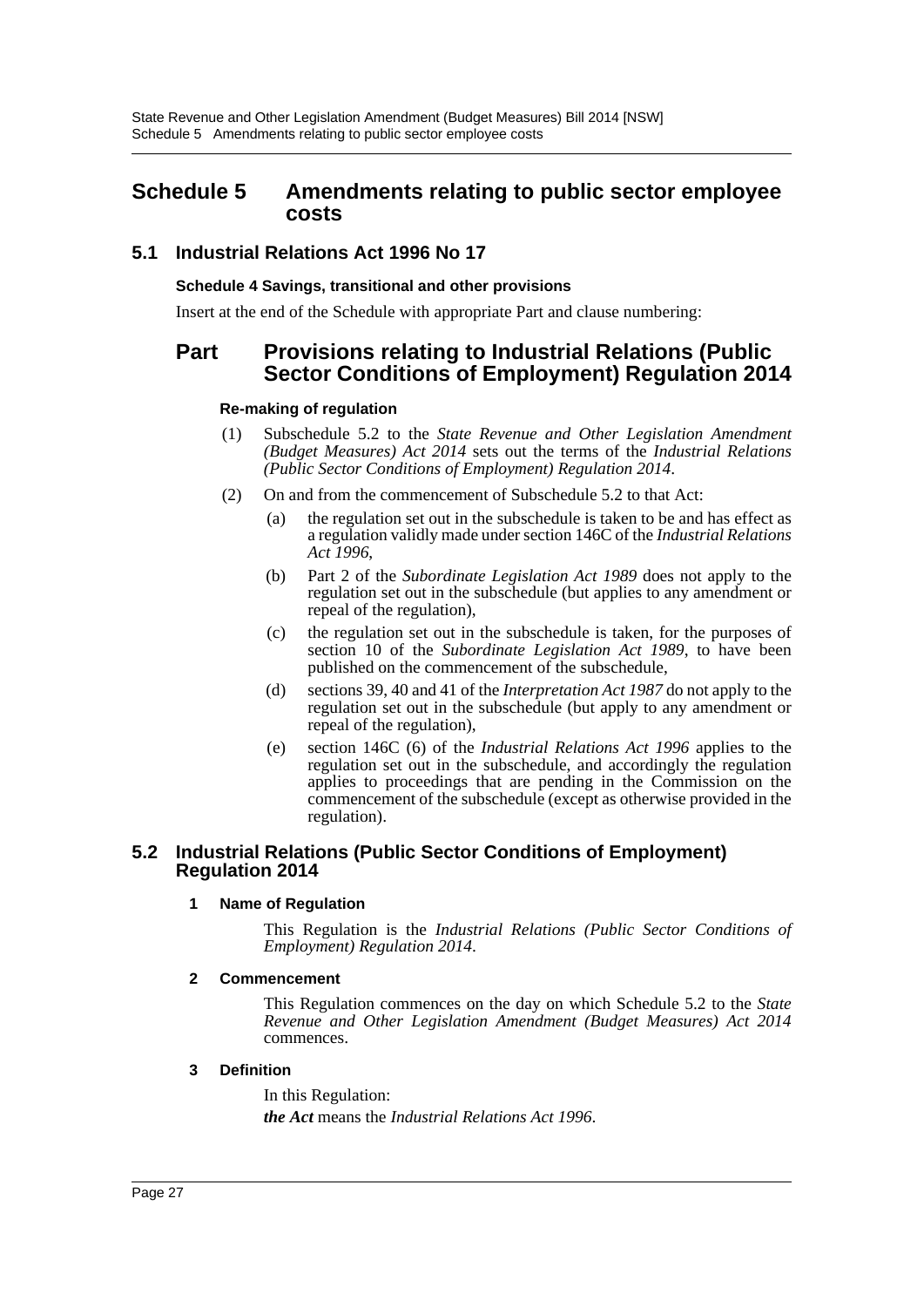# Schedule 5 Amendments relating to public sector employee costs

## 5.1 Industrial Relations Act 1996 No 17

### Schedule 4 Savings, transitional and other provisions

Insert at the end of the Schedule with appropriate Part and clause numbering:

## Part Provisions relating to Industrial Relations (Public Sector Conditions of Employment) Regulation 2014

### Re-making of regulation

(1) Subschedule 5.2 to the *State Revenue and Other Legislation Amendment (Budget Measures) Act 2014* sets out the terms of the *Industrial Relations (Public Sector Conditions of Employment) Regulation 2014*.

(2) On and from the commencement of Subschedule 5.2 to that Act:

(a) the regulation set out in the subschedule is taken to be and has effect as a regulation validly made under section 146C of the *Industrial Relations Act 1996*,

(b) Part 2 of the *Subordinate Legislation Act 1989* does not apply to the regulation set out in the subschedule (but applies to any amendment or repeal of the regulation),

(c) the regulation set out in the subschedule is taken, for the purposes of section 10 of the *Subordinate Legislation Act 1989*, to have been published on the commencement of the subschedule,

(d) sections 39, 40 and 41 of the *Interpretation Act 1987* do not apply to the regulation set out in the subschedule (but apply to any amendment or repeal of the regulation),

(e) section 146C (6) of the *Industrial Relations Act 1996* applies to the regulation set out in the subschedule, and accordingly the regulation applies to proceedings that are pending in the Commission on the commencement of the subschedule (except as otherwise provided in the regulation).

## 5.2 Industrial Relations (Public Sector Conditions of Employment) Regulation 2014

### 1 Name of Regulation

This Regulation is the *Industrial Relations (Public Sector Conditions of Employment) Regulation 2014*.

### 2 Commencement

This Regulation commences on the day on which Schedule 5.2 to the *State Revenue and Other Legislation Amendment (Budget Measures) Act 2014* commences.

### 3 Definition

In this Regulation:

***the Act*** means the *Industrial Relations Act 1996*.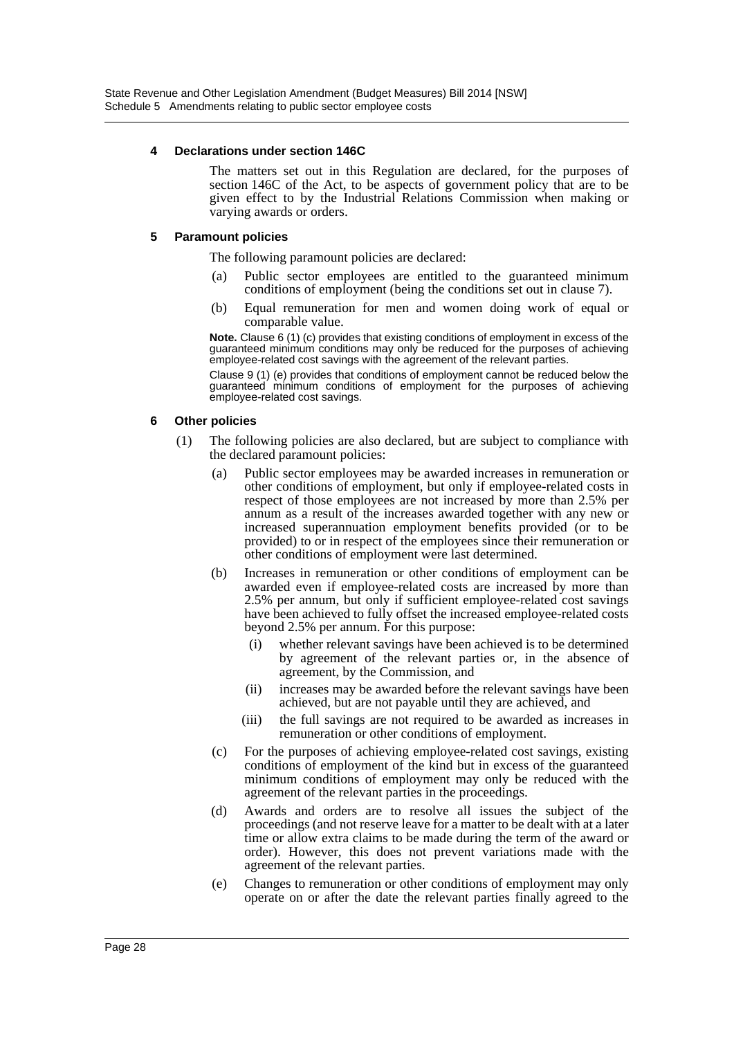#### 4 Declarations under section 146C

The matters set out in this Regulation are declared, for the purposes of section 146C of the Act, to be aspects of government policy that are to be given effect to by the Industrial Relations Commission when making or varying awards or orders.

#### 5 Paramount policies

The following paramount policies are declared:

(a) Public sector employees are entitled to the guaranteed minimum conditions of employment (being the conditions set out in clause 7).

(b) Equal remuneration for men and women doing work of equal or comparable value.

**Note.** Clause 6 (1) (c) provides that existing conditions of employment in excess of the guaranteed minimum conditions may only be reduced for the purposes of achieving employee-related cost savings with the agreement of the relevant parties.

Clause 9 (1) (e) provides that conditions of employment cannot be reduced below the guaranteed minimum conditions of employment for the purposes of achieving employee-related cost savings.

#### 6 Other policies

(1) The following policies are also declared, but are subject to compliance with the declared paramount policies:

(a) Public sector employees may be awarded increases in remuneration or other conditions of employment, but only if employee-related costs in respect of those employees are not increased by more than 2.5% per annum as a result of the increases awarded together with any new or increased superannuation employment benefits provided (or to be provided) to or in respect of the employees since their remuneration or other conditions of employment were last determined.

(b) Increases in remuneration or other conditions of employment can be awarded even if employee-related costs are increased by more than 2.5% per annum, but only if sufficient employee-related cost savings have been achieved to fully offset the increased employee-related costs beyond 2.5% per annum. For this purpose:

(i) whether relevant savings have been achieved is to be determined by agreement of the relevant parties or, in the absence of agreement, by the Commission, and

(ii) increases may be awarded before the relevant savings have been achieved, but are not payable until they are achieved, and

(iii) the full savings are not required to be awarded as increases in remuneration or other conditions of employment.

(c) For the purposes of achieving employee-related cost savings, existing conditions of employment of the kind but in excess of the guaranteed minimum conditions of employment may only be reduced with the agreement of the relevant parties in the proceedings.

(d) Awards and orders are to resolve all issues the subject of the proceedings (and not reserve leave for a matter to be dealt with at a later time or allow extra claims to be made during the term of the award or order). However, this does not prevent variations made with the agreement of the relevant parties.

(e) Changes to remuneration or other conditions of employment may only operate on or after the date the relevant parties finally agreed to the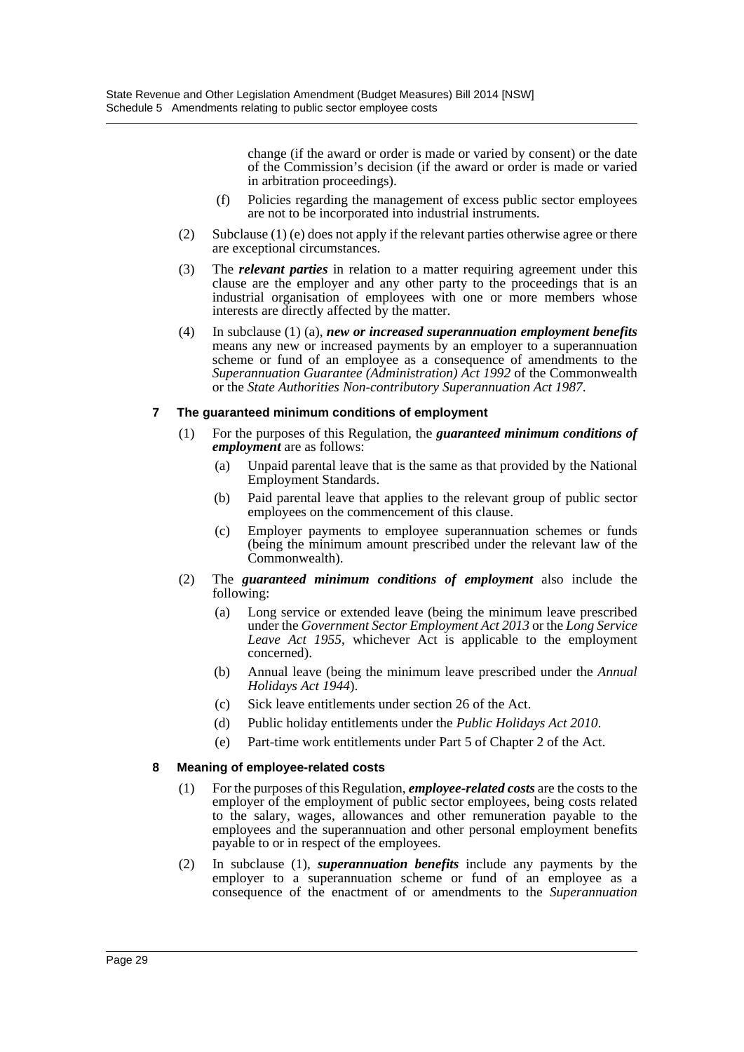change (if the award or order is made or varied by consent) or the date of the Commission's decision (if the award or order is made or varied in arbitration proceedings).

(f) Policies regarding the management of excess public sector employees are not to be incorporated into industrial instruments.

(2) Subclause (1) (e) does not apply if the relevant parties otherwise agree or there are exceptional circumstances.

(3) The ***relevant parties*** in relation to a matter requiring agreement under this clause are the employer and any other party to the proceedings that is an industrial organisation of employees with one or more members whose interests are directly affected by the matter.

(4) In subclause (1) (a), ***new or increased superannuation employment benefits*** means any new or increased payments by an employer to a superannuation scheme or fund of an employee as a consequence of amendments to the *Superannuation Guarantee (Administration) Act 1992* of the Commonwealth or the *State Authorities Non-contributory Superannuation Act 1987*.

**7 The guaranteed minimum conditions of employment**

(1) For the purposes of this Regulation, the ***guaranteed minimum conditions of employment*** are as follows:

(a) Unpaid parental leave that is the same as that provided by the National Employment Standards.

(b) Paid parental leave that applies to the relevant group of public sector employees on the commencement of this clause.

(c) Employer payments to employee superannuation schemes or funds (being the minimum amount prescribed under the relevant law of the Commonwealth).

(2) The ***guaranteed minimum conditions of employment*** also include the following:

(a) Long service or extended leave (being the minimum leave prescribed under the *Government Sector Employment Act 2013* or the *Long Service Leave Act 1955*, whichever Act is applicable to the employment concerned).

(b) Annual leave (being the minimum leave prescribed under the *Annual Holidays Act 1944*).

(c) Sick leave entitlements under section 26 of the Act.

(d) Public holiday entitlements under the *Public Holidays Act 2010*.

(e) Part-time work entitlements under Part 5 of Chapter 2 of the Act.

**8 Meaning of employee-related costs**

(1) For the purposes of this Regulation, ***employee-related costs*** are the costs to the employer of the employment of public sector employees, being costs related to the salary, wages, allowances and other remuneration payable to the employees and the superannuation and other personal employment benefits payable to or in respect of the employees.

(2) In subclause (1), ***superannuation benefits*** include any payments by the employer to a superannuation scheme or fund of an employee as a consequence of the enactment of or amendments to the *Superannuation*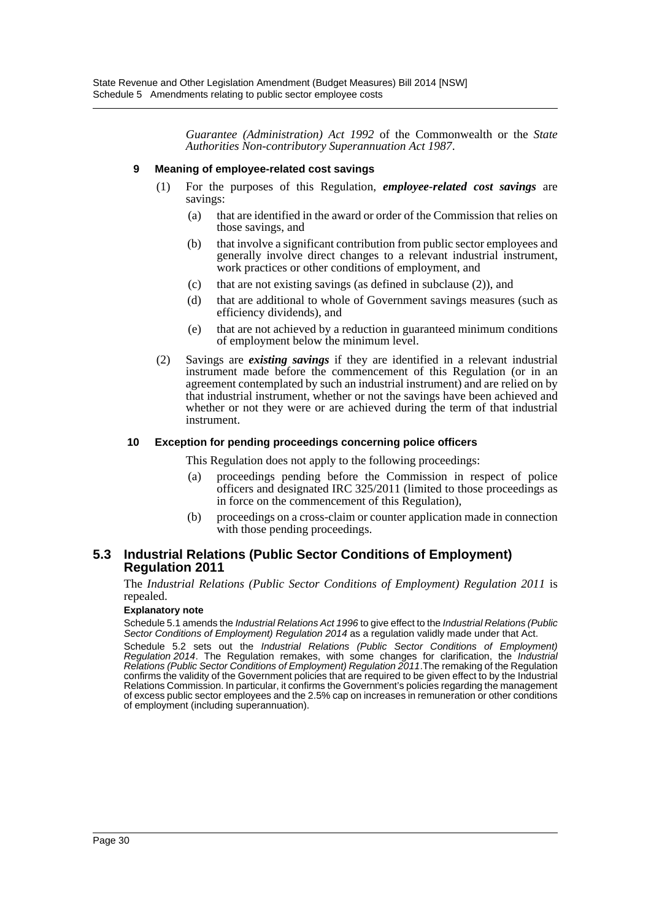*Guarantee (Administration) Act 1992* of the Commonwealth or the *State Authorities Non-contributory Superannuation Act 1987*.

#### 9 Meaning of employee-related cost savings

(1) For the purposes of this Regulation, ***employee-related cost savings*** are savings:

- (a) that are identified in the award or order of the Commission that relies on those savings, and
- (b) that involve a significant contribution from public sector employees and generally involve direct changes to a relevant industrial instrument, work practices or other conditions of employment, and
- (c) that are not existing savings (as defined in subclause (2)), and
- (d) that are additional to whole of Government savings measures (such as efficiency dividends), and
- (e) that are not achieved by a reduction in guaranteed minimum conditions of employment below the minimum level.

(2) Savings are ***existing savings*** if they are identified in a relevant industrial instrument made before the commencement of this Regulation (or in an agreement contemplated by such an industrial instrument) and are relied on by that industrial instrument, whether or not the savings have been achieved and whether or not they were or are achieved during the term of that industrial instrument.

#### 10 Exception for pending proceedings concerning police officers

This Regulation does not apply to the following proceedings:

- (a) proceedings pending before the Commission in respect of police officers and designated IRC 325/2011 (limited to those proceedings as in force on the commencement of this Regulation),
- (b) proceedings on a cross-claim or counter application made in connection with those pending proceedings.

## 5.3 Industrial Relations (Public Sector Conditions of Employment) Regulation 2011

The *Industrial Relations (Public Sector Conditions of Employment) Regulation 2011* is repealed.

**Explanatory note**

Schedule 5.1 amends the *Industrial Relations Act 1996* to give effect to the *Industrial Relations (Public Sector Conditions of Employment) Regulation 2014* as a regulation validly made under that Act.

Schedule 5.2 sets out the *Industrial Relations (Public Sector Conditions of Employment) Regulation 2014*. The Regulation remakes, with some changes for clarification, the *Industrial Relations (Public Sector Conditions of Employment) Regulation 2011*.The remaking of the Regulation confirms the validity of the Government policies that are required to be given effect to by the Industrial Relations Commission. In particular, it confirms the Government's policies regarding the management of excess public sector employees and the 2.5% cap on increases in remuneration or other conditions of employment (including superannuation).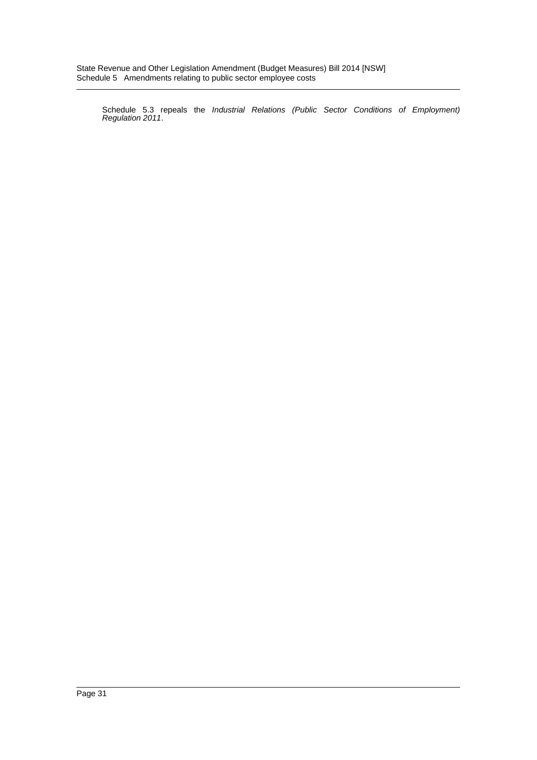Schedule 5.3 repeals the *Industrial Relations (Public Sector Conditions of Employment) Regulation 2011*.